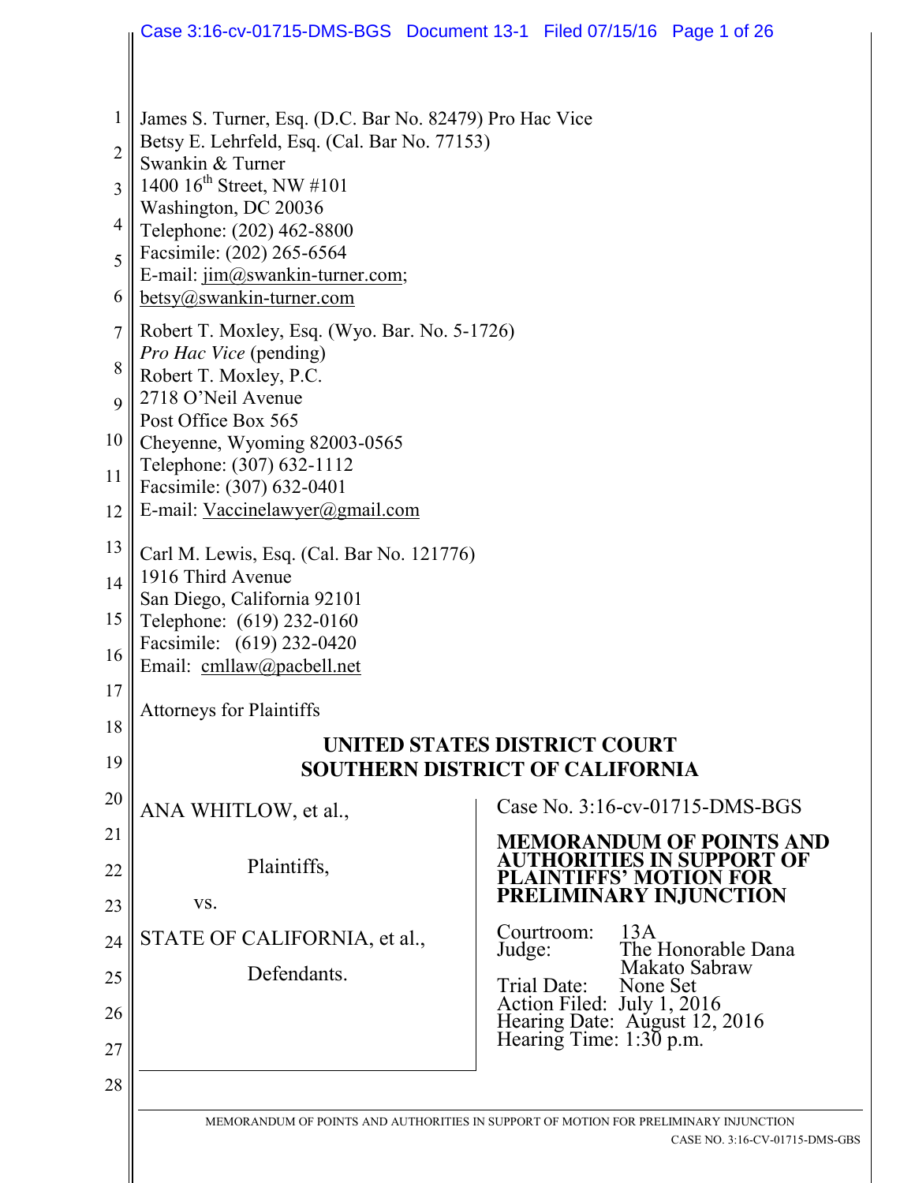James S. Turner, Esq. (D.C. Bar No. 82479) Pro Hac Vice
Betsy E. Lehrfeld, Esq. (Cal. Bar No. 77153)
Swankin & Turner
1400 16th Street, NW #101
Washington, DC 20036
Telephone: (202) 462-8800
Facsimile: (202) 265-6564
E-mail: jim@swankin-turner.com;
betsy@swankin-turner.com

Robert T. Moxley, Esq. (Wyo. Bar. No. 5-1726)
*Pro Hac Vice* (pending)
Robert T. Moxley, P.C.
2718 O'Neil Avenue
Post Office Box 565
Cheyenne, Wyoming 82003-0565
Telephone: (307) 632-1112
Facsimile: (307) 632-0401
E-mail: Vaccinelawyer@gmail.com

Carl M. Lewis, Esq. (Cal. Bar No. 121776)
1916 Third Avenue
San Diego, California 92101
Telephone: (619) 232-0160
Facsimile: (619) 232-0420
Email: cmllaw@pacbell.net

Attorneys for Plaintiffs

**UNITED STATES DISTRICT COURT**
**SOUTHERN DISTRICT OF CALIFORNIA**

ANA WHITLOW, et al.,

Plaintiffs,

vs.

STATE OF CALIFORNIA, et al.,

Defendants.

Case No. 3:16-cv-01715-DMS-BGS

**MEMORANDUM OF POINTS AND AUTHORITIES IN SUPPORT OF PLAINTIFFS' MOTION FOR PRELIMINARY INJUNCTION**

Courtroom: 13A
Judge: The Honorable Dana Makato Sabraw
Trial Date: None Set
Action Filed: July 1, 2016
Hearing Date: August 12, 2016
Hearing Time: 1:30 p.m.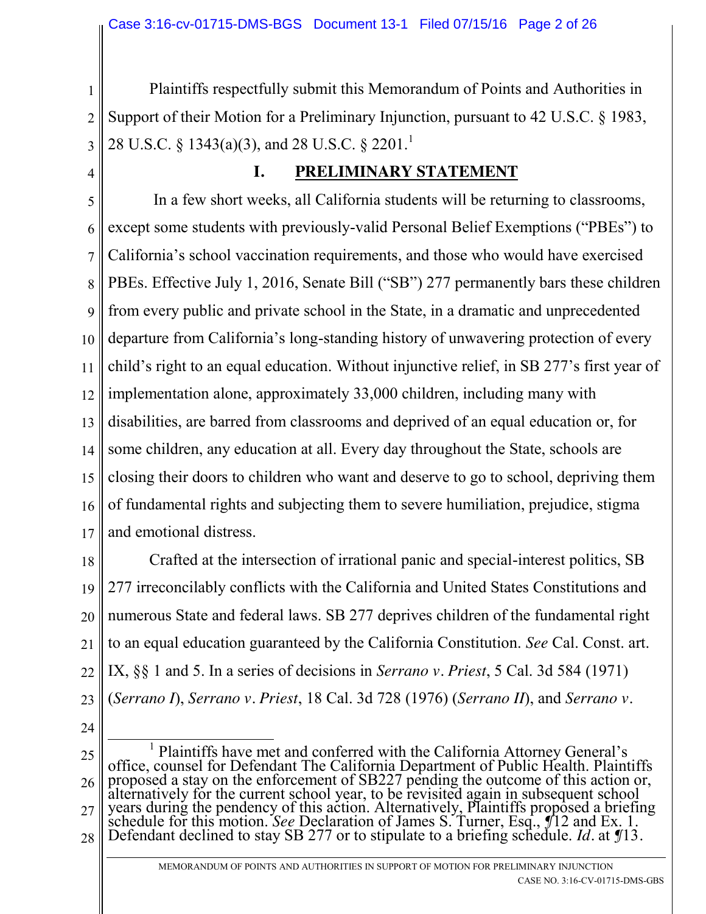Plaintiffs respectfully submit this Memorandum of Points and Authorities in Support of their Motion for a Preliminary Injunction, pursuant to 42 U.S.C. § 1983, 28 U.S.C. § 1343(a)(3), and 28 U.S.C. § 2201.[1]

## I. PRELIMINARY STATEMENT

In a few short weeks, all California students will be returning to classrooms, except some students with previously-valid Personal Belief Exemptions ("PBEs") to California's school vaccination requirements, and those who would have exercised PBEs. Effective July 1, 2016, Senate Bill ("SB") 277 permanently bars these children from every public and private school in the State, in a dramatic and unprecedented departure from California's long-standing history of unwavering protection of every child's right to an equal education. Without injunctive relief, in SB 277's first year of implementation alone, approximately 33,000 children, including many with disabilities, are barred from classrooms and deprived of an equal education or, for some children, any education at all. Every day throughout the State, schools are closing their doors to children who want and deserve to go to school, depriving them of fundamental rights and subjecting them to severe humiliation, prejudice, stigma and emotional distress.

Crafted at the intersection of irrational panic and special-interest politics, SB 277 irreconcilably conflicts with the California and United States Constitutions and numerous State and federal laws. SB 277 deprives children of the fundamental right to an equal education guaranteed by the California Constitution. *See* Cal. Const. art. IX, §§ 1 and 5. In a series of decisions in *Serrano v. Priest*, 5 Cal. 3d 584 (1971) (*Serrano I*), *Serrano v. Priest*, 18 Cal. 3d 728 (1976) (*Serrano II*), and *Serrano v.*

---

[1] Plaintiffs have met and conferred with the California Attorney General's office, counsel for Defendant The California Department of Public Health. Plaintiffs proposed a stay on the enforcement of SB227 pending the outcome of this action or, alternatively for the current school year, to be revisited again in subsequent school years during the pendency of this action. Alternatively, Plaintiffs proposed a briefing schedule for this motion. *See* Declaration of James S. Turner, Esq., ¶12 and Ex. 1. Defendant declined to stay SB 277 or to stipulate to a briefing schedule. *Id*. at ¶13.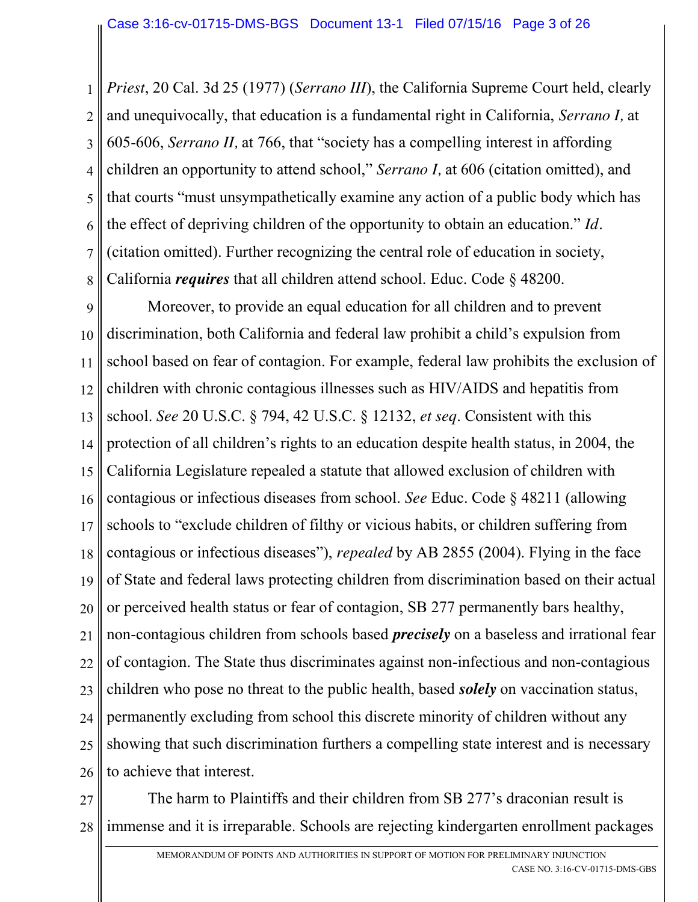*Priest*, 20 Cal. 3d 25 (1977) (*Serrano III*), the California Supreme Court held, clearly and unequivocally, that education is a fundamental right in California, *Serrano I,* at 605-606, *Serrano II,* at 766, that "society has a compelling interest in affording children an opportunity to attend school," *Serrano I,* at 606 (citation omitted), and that courts "must unsympathetically examine any action of a public body which has the effect of depriving children of the opportunity to obtain an education." *Id*. (citation omitted). Further recognizing the central role of education in society, California ***requires*** that all children attend school. Educ. Code § 48200.

Moreover, to provide an equal education for all children and to prevent discrimination, both California and federal law prohibit a child's expulsion from school based on fear of contagion. For example, federal law prohibits the exclusion of children with chronic contagious illnesses such as HIV/AIDS and hepatitis from school. *See* 20 U.S.C. § 794, 42 U.S.C. § 12132, *et seq*. Consistent with this protection of all children's rights to an education despite health status, in 2004, the California Legislature repealed a statute that allowed exclusion of children with contagious or infectious diseases from school. *See* Educ. Code § 48211 (allowing schools to "exclude children of filthy or vicious habits, or children suffering from contagious or infectious diseases"), *repealed* by AB 2855 (2004). Flying in the face of State and federal laws protecting children from discrimination based on their actual or perceived health status or fear of contagion, SB 277 permanently bars healthy, non-contagious children from schools based ***precisely*** on a baseless and irrational fear of contagion. The State thus discriminates against non-infectious and non-contagious children who pose no threat to the public health, based ***solely*** on vaccination status, permanently excluding from school this discrete minority of children without any showing that such discrimination furthers a compelling state interest and is necessary to achieve that interest.

The harm to Plaintiffs and their children from SB 277's draconian result is immense and it is irreparable. Schools are rejecting kindergarten enrollment packages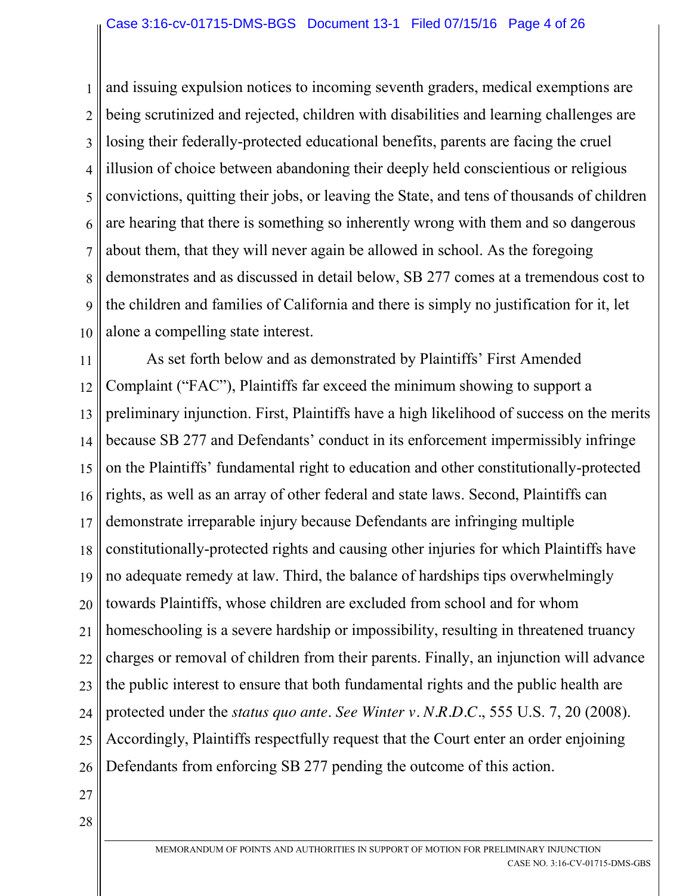and issuing expulsion notices to incoming seventh graders, medical exemptions are being scrutinized and rejected, children with disabilities and learning challenges are losing their federally-protected educational benefits, parents are facing the cruel illusion of choice between abandoning their deeply held conscientious or religious convictions, quitting their jobs, or leaving the State, and tens of thousands of children are hearing that there is something so inherently wrong with them and so dangerous about them, that they will never again be allowed in school. As the foregoing demonstrates and as discussed in detail below, SB 277 comes at a tremendous cost to the children and families of California and there is simply no justification for it, let alone a compelling state interest.

As set forth below and as demonstrated by Plaintiffs' First Amended Complaint ("FAC"), Plaintiffs far exceed the minimum showing to support a preliminary injunction. First, Plaintiffs have a high likelihood of success on the merits because SB 277 and Defendants' conduct in its enforcement impermissibly infringe on the Plaintiffs' fundamental right to education and other constitutionally-protected rights, as well as an array of other federal and state laws. Second, Plaintiffs can demonstrate irreparable injury because Defendants are infringing multiple constitutionally-protected rights and causing other injuries for which Plaintiffs have no adequate remedy at law. Third, the balance of hardships tips overwhelmingly towards Plaintiffs, whose children are excluded from school and for whom homeschooling is a severe hardship or impossibility, resulting in threatened truancy charges or removal of children from their parents. Finally, an injunction will advance the public interest to ensure that both fundamental rights and the public health are protected under the *status quo ante*. *See Winter v. N.R.D.C.*, 555 U.S. 7, 20 (2008). Accordingly, Plaintiffs respectfully request that the Court enter an order enjoining Defendants from enforcing SB 277 pending the outcome of this action.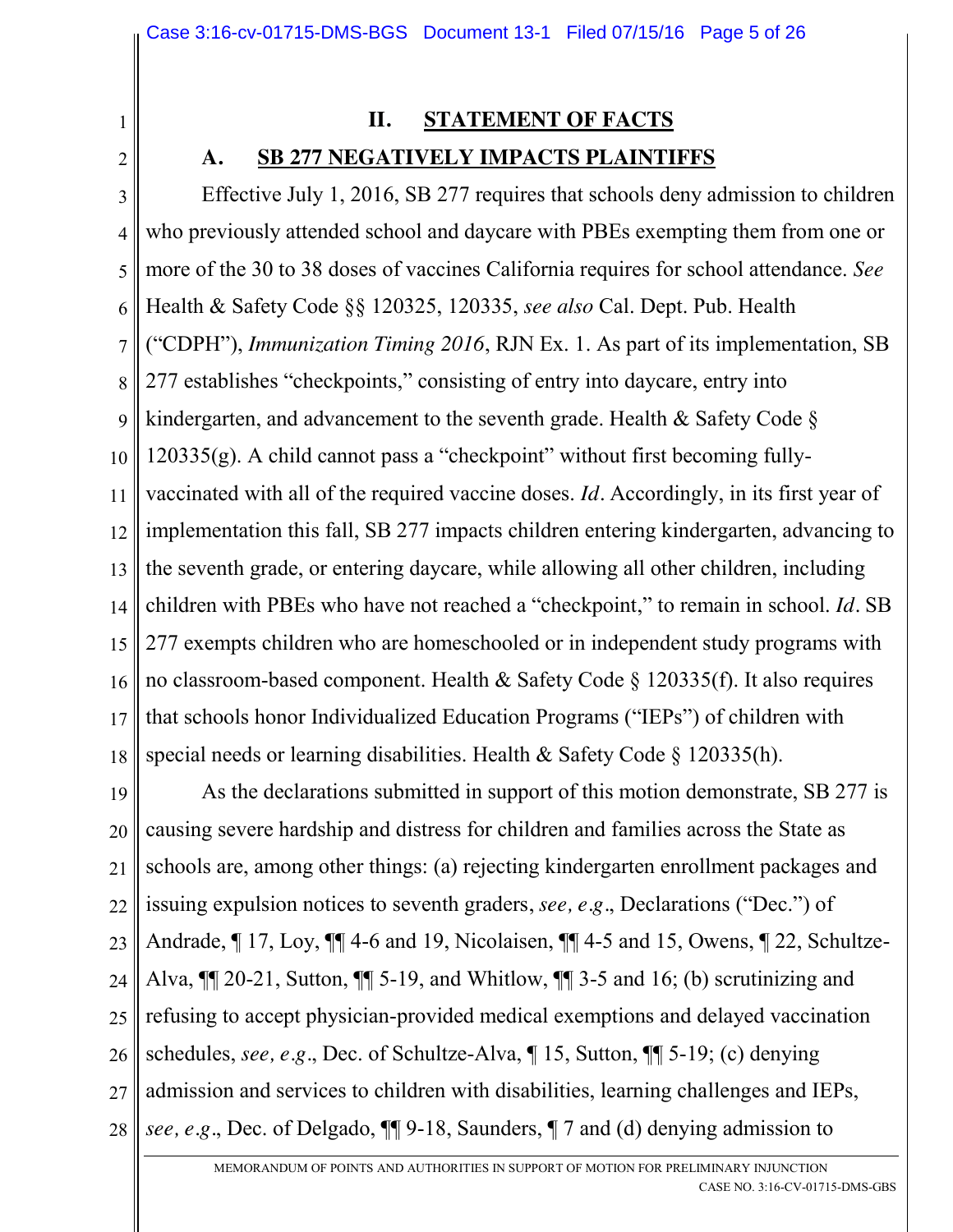## II. STATEMENT OF FACTS

### A. SB 277 NEGATIVELY IMPACTS PLAINTIFFS

Effective July 1, 2016, SB 277 requires that schools deny admission to children who previously attended school and daycare with PBEs exempting them from one or more of the 30 to 38 doses of vaccines California requires for school attendance. *See* Health & Safety Code §§ 120325, 120335, *see also* Cal. Dept. Pub. Health ("CDPH"), *Immunization Timing 2016*, RJN Ex. 1. As part of its implementation, SB 277 establishes "checkpoints," consisting of entry into daycare, entry into kindergarten, and advancement to the seventh grade. Health & Safety Code § 120335(g). A child cannot pass a "checkpoint" without first becoming fully-vaccinated with all of the required vaccine doses. *Id*. Accordingly, in its first year of implementation this fall, SB 277 impacts children entering kindergarten, advancing to the seventh grade, or entering daycare, while allowing all other children, including children with PBEs who have not reached a "checkpoint," to remain in school. *Id*. SB 277 exempts children who are homeschooled or in independent study programs with no classroom-based component. Health & Safety Code § 120335(f). It also requires that schools honor Individualized Education Programs ("IEPs") of children with special needs or learning disabilities. Health & Safety Code § 120335(h).

As the declarations submitted in support of this motion demonstrate, SB 277 is causing severe hardship and distress for children and families across the State as schools are, among other things: (a) rejecting kindergarten enrollment packages and issuing expulsion notices to seventh graders, *see, e.g*., Declarations ("Dec.") of Andrade, ¶ 17, Loy, ¶¶ 4-6 and 19, Nicolaisen, ¶¶ 4-5 and 15, Owens, ¶ 22, Schultze-Alva, ¶¶ 20-21, Sutton, ¶¶ 5-19, and Whitlow, ¶¶ 3-5 and 16; (b) scrutinizing and refusing to accept physician-provided medical exemptions and delayed vaccination schedules, *see, e.g*., Dec. of Schultze-Alva, ¶ 15, Sutton, ¶¶ 5-19; (c) denying admission and services to children with disabilities, learning challenges and IEPs, *see, e.g*., Dec. of Delgado, ¶¶ 9-18, Saunders, ¶ 7 and (d) denying admission to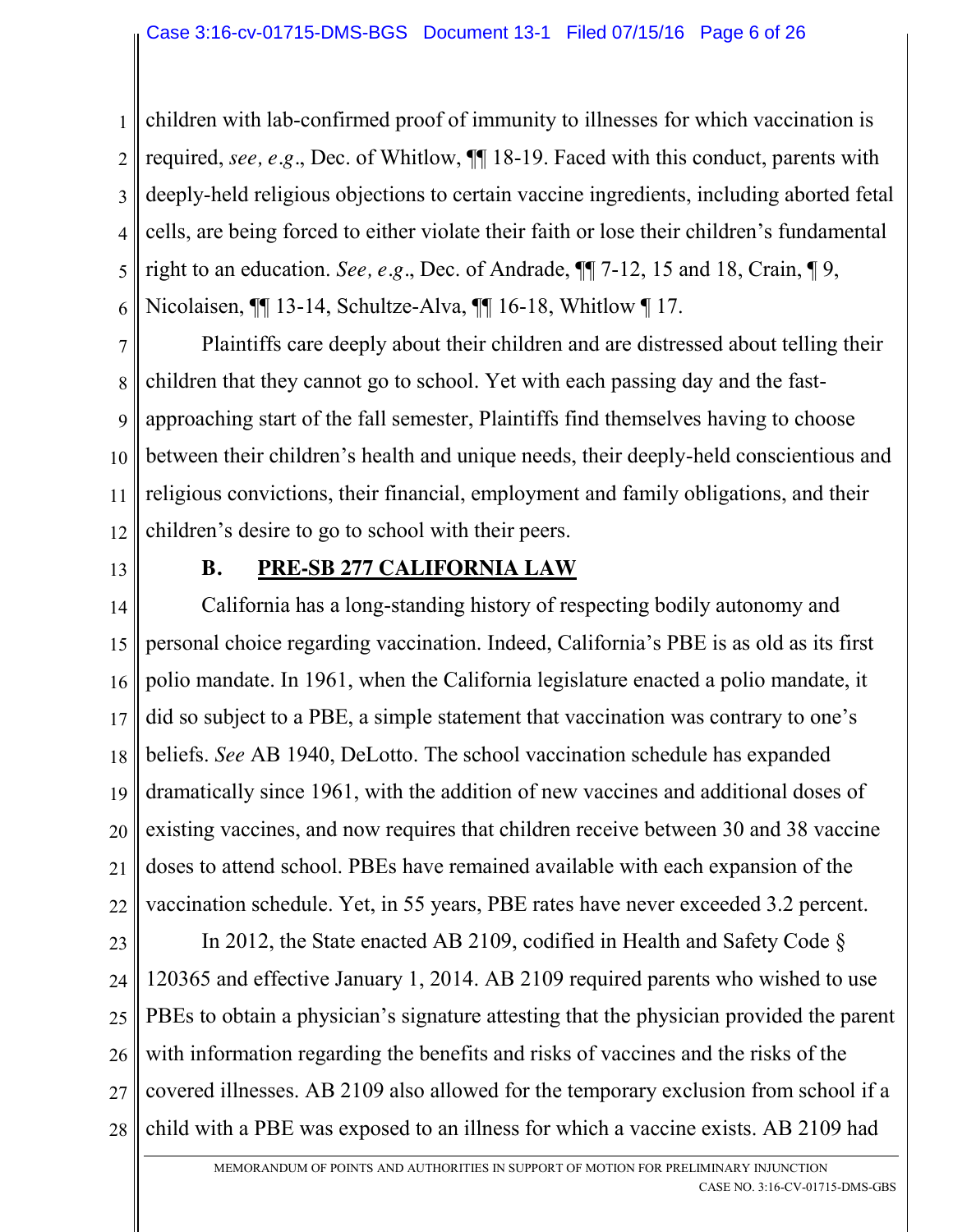children with lab-confirmed proof of immunity to illnesses for which vaccination is required, *see, e.g*., Dec. of Whitlow, ¶¶ 18-19. Faced with this conduct, parents with deeply-held religious objections to certain vaccine ingredients, including aborted fetal cells, are being forced to either violate their faith or lose their children's fundamental right to an education. *See, e.g*., Dec. of Andrade, ¶¶ 7-12, 15 and 18, Crain, ¶ 9, Nicolaisen, ¶¶ 13-14, Schultze-Alva, ¶¶ 16-18, Whitlow ¶ 17.

Plaintiffs care deeply about their children and are distressed about telling their children that they cannot go to school. Yet with each passing day and the fast-approaching start of the fall semester, Plaintiffs find themselves having to choose between their children's health and unique needs, their deeply-held conscientious and religious convictions, their financial, employment and family obligations, and their children's desire to go to school with their peers.

### B. PRE-SB 277 CALIFORNIA LAW

California has a long-standing history of respecting bodily autonomy and personal choice regarding vaccination. Indeed, California's PBE is as old as its first polio mandate. In 1961, when the California legislature enacted a polio mandate, it did so subject to a PBE, a simple statement that vaccination was contrary to one's beliefs. *See* AB 1940, DeLotto. The school vaccination schedule has expanded dramatically since 1961, with the addition of new vaccines and additional doses of existing vaccines, and now requires that children receive between 30 and 38 vaccine doses to attend school. PBEs have remained available with each expansion of the vaccination schedule. Yet, in 55 years, PBE rates have never exceeded 3.2 percent.

In 2012, the State enacted AB 2109, codified in Health and Safety Code § 120365 and effective January 1, 2014. AB 2109 required parents who wished to use PBEs to obtain a physician's signature attesting that the physician provided the parent with information regarding the benefits and risks of vaccines and the risks of the covered illnesses. AB 2109 also allowed for the temporary exclusion from school if a child with a PBE was exposed to an illness for which a vaccine exists. AB 2109 had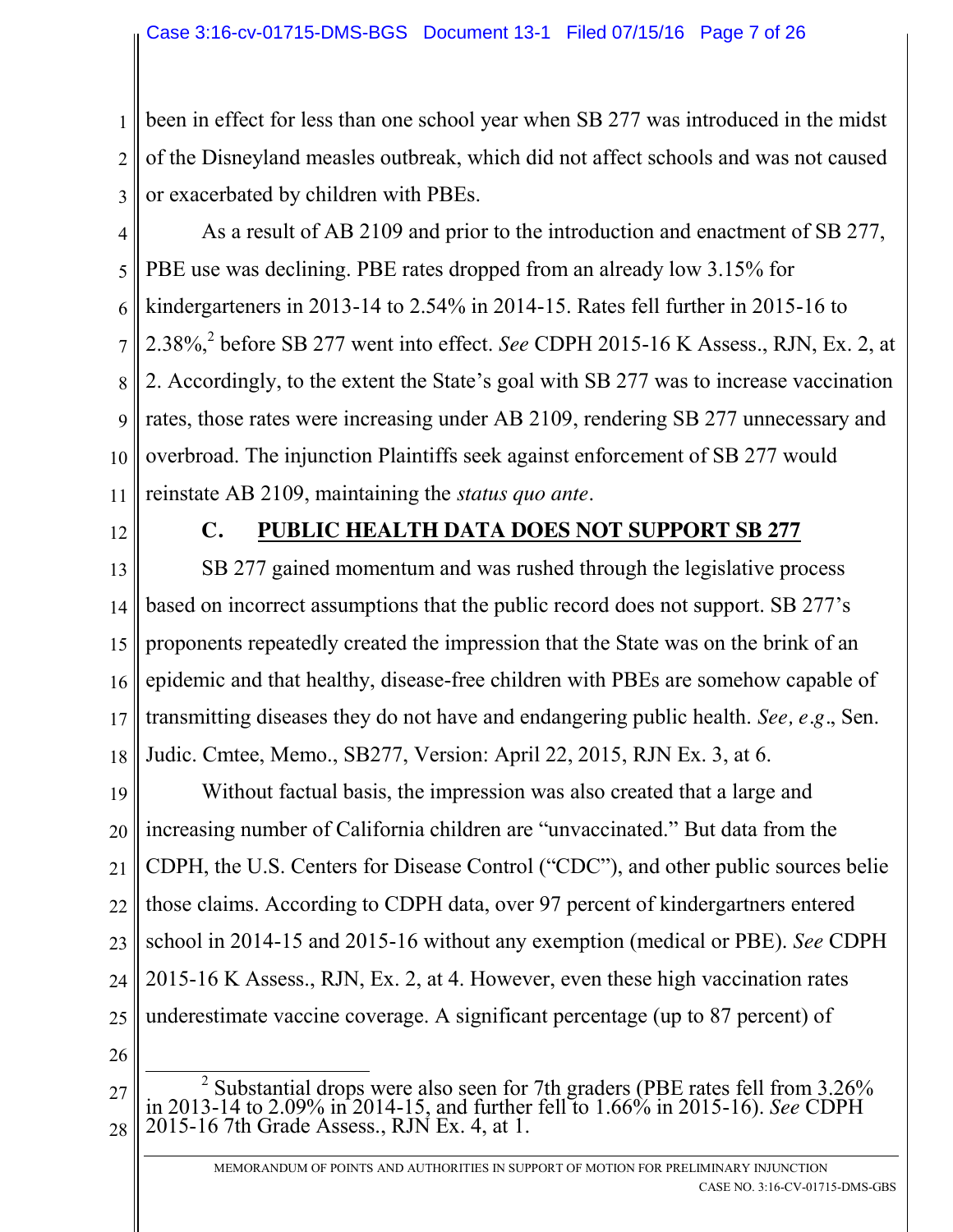been in effect for less than one school year when SB 277 was introduced in the midst of the Disneyland measles outbreak, which did not affect schools and was not caused or exacerbated by children with PBEs.

As a result of AB 2109 and prior to the introduction and enactment of SB 277, PBE use was declining. PBE rates dropped from an already low 3.15% for kindergarteners in 2013-14 to 2.54% in 2014-15. Rates fell further in 2015-16 to 2.38%,[2] before SB 277 went into effect. *See* CDPH 2015-16 K Assess., RJN, Ex. 2, at 2. Accordingly, to the extent the State's goal with SB 277 was to increase vaccination rates, those rates were increasing under AB 2109, rendering SB 277 unnecessary and overbroad. The injunction Plaintiffs seek against enforcement of SB 277 would reinstate AB 2109, maintaining the *status quo ante*.

### C. PUBLIC HEALTH DATA DOES NOT SUPPORT SB 277

SB 277 gained momentum and was rushed through the legislative process based on incorrect assumptions that the public record does not support. SB 277's proponents repeatedly created the impression that the State was on the brink of an epidemic and that healthy, disease-free children with PBEs are somehow capable of transmitting diseases they do not have and endangering public health. *See, e.g.*, Sen. Judic. Cmtee, Memo., SB277, Version: April 22, 2015, RJN Ex. 3, at 6.

Without factual basis, the impression was also created that a large and increasing number of California children are "unvaccinated." But data from the CDPH, the U.S. Centers for Disease Control ("CDC"), and other public sources belie those claims. According to CDPH data, over 97 percent of kindergartners entered school in 2014-15 and 2015-16 without any exemption (medical or PBE). *See* CDPH 2015-16 K Assess., RJN, Ex. 2, at 4. However, even these high vaccination rates underestimate vaccine coverage. A significant percentage (up to 87 percent) of

---

[2] Substantial drops were also seen for 7th graders (PBE rates fell from 3.26% in 2013-14 to 2.09% in 2014-15, and further fell to 1.66% in 2015-16). *See* CDPH 2015-16 7th Grade Assess., RJN Ex. 4, at 1.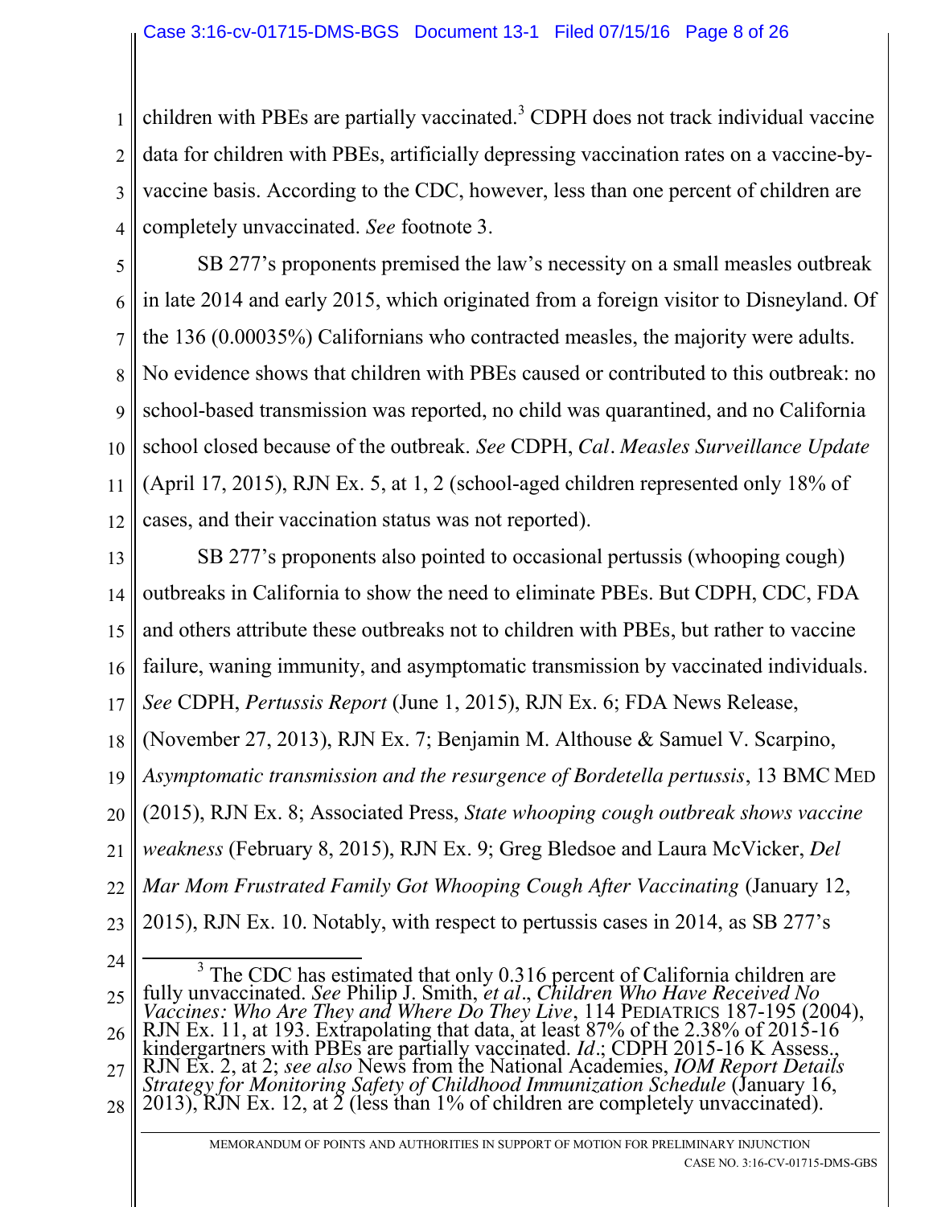children with PBEs are partially vaccinated.[3] CDPH does not track individual vaccine data for children with PBEs, artificially depressing vaccination rates on a vaccine-by-vaccine basis. According to the CDC, however, less than one percent of children are completely unvaccinated. *See* footnote 3.

SB 277's proponents premised the law's necessity on a small measles outbreak in late 2014 and early 2015, which originated from a foreign visitor to Disneyland. Of the 136 (0.00035%) Californians who contracted measles, the majority were adults. No evidence shows that children with PBEs caused or contributed to this outbreak: no school-based transmission was reported, no child was quarantined, and no California school closed because of the outbreak. *See* CDPH, *Cal. Measles Surveillance Update* (April 17, 2015), RJN Ex. 5, at 1, 2 (school-aged children represented only 18% of cases, and their vaccination status was not reported).

SB 277's proponents also pointed to occasional pertussis (whooping cough) outbreaks in California to show the need to eliminate PBEs. But CDPH, CDC, FDA and others attribute these outbreaks not to children with PBEs, but rather to vaccine failure, waning immunity, and asymptomatic transmission by vaccinated individuals. *See* CDPH, *Pertussis Report* (June 1, 2015), RJN Ex. 6; FDA News Release, (November 27, 2013), RJN Ex. 7; Benjamin M. Althouse & Samuel V. Scarpino, *Asymptomatic transmission and the resurgence of Bordetella pertussis*, 13 BMC MED (2015), RJN Ex. 8; Associated Press, *State whooping cough outbreak shows vaccine weakness* (February 8, 2015), RJN Ex. 9; Greg Bledsoe and Laura McVicker, *Del Mar Mom Frustrated Family Got Whooping Cough After Vaccinating* (January 12, 2015), RJN Ex. 10. Notably, with respect to pertussis cases in 2014, as SB 277's

---

[3] The CDC has estimated that only 0.316 percent of California children are fully unvaccinated. *See* Philip J. Smith, *et al*., *Children Who Have Received No Vaccines: Who Are They and Where Do They Live*, 114 PEDIATRICS 187-195 (2004), RJN Ex. 11, at 193. Extrapolating that data, at least 87% of the 2.38% of 2015-16 kindergartners with PBEs are partially vaccinated. *Id*.; CDPH 2015-16 K Assess., RJN Ex. 2, at 2; *see also* News from the National Academies, *IOM Report Details Strategy for Monitoring Safety of Childhood Immunization Schedule* (January 16, 2013), RJN Ex. 12, at 2 (less than 1% of children are completely unvaccinated).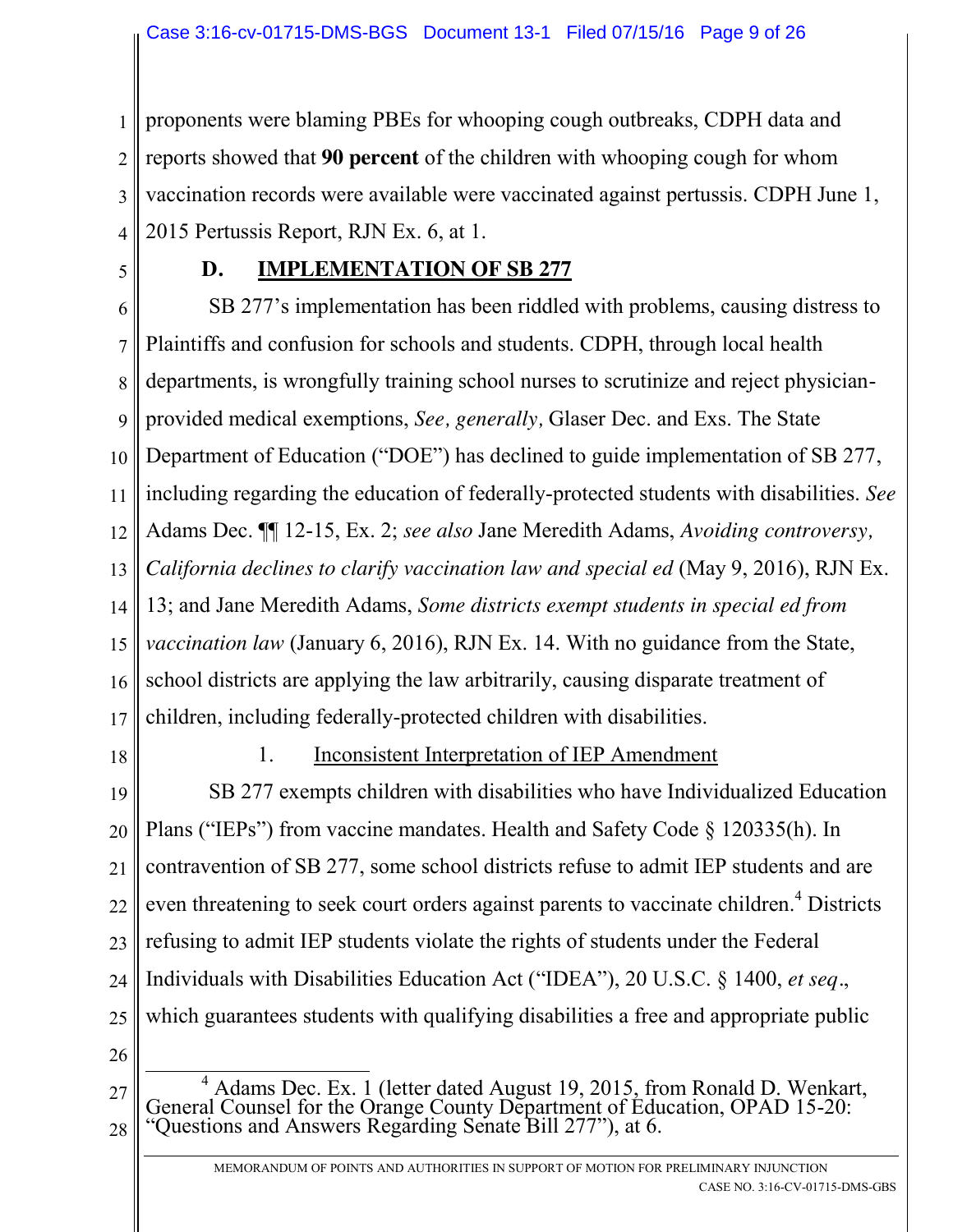proponents were blaming PBEs for whooping cough outbreaks, CDPH data and reports showed that **90 percent** of the children with whooping cough for whom vaccination records were available were vaccinated against pertussis. CDPH June 1, 2015 Pertussis Report, RJN Ex. 6, at 1.

### D. IMPLEMENTATION OF SB 277

SB 277's implementation has been riddled with problems, causing distress to Plaintiffs and confusion for schools and students. CDPH, through local health departments, is wrongfully training school nurses to scrutinize and reject physician-provided medical exemptions, *See, generally,* Glaser Dec. and Exs. The State Department of Education ("DOE") has declined to guide implementation of SB 277, including regarding the education of federally-protected students with disabilities. *See* Adams Dec. ¶¶ 12-15, Ex. 2; *see also* Jane Meredith Adams, *Avoiding controversy, California declines to clarify vaccination law and special ed* (May 9, 2016), RJN Ex. 13; and Jane Meredith Adams, *Some districts exempt students in special ed from vaccination law* (January 6, 2016), RJN Ex. 14. With no guidance from the State, school districts are applying the law arbitrarily, causing disparate treatment of children, including federally-protected children with disabilities.

#### 1. Inconsistent Interpretation of IEP Amendment

SB 277 exempts children with disabilities who have Individualized Education Plans ("IEPs") from vaccine mandates. Health and Safety Code § 120335(h). In contravention of SB 277, some school districts refuse to admit IEP students and are even threatening to seek court orders against parents to vaccinate children.[4] Districts refusing to admit IEP students violate the rights of students under the Federal Individuals with Disabilities Education Act ("IDEA"), 20 U.S.C. § 1400, *et seq*., which guarantees students with qualifying disabilities a free and appropriate public

---

[4] Adams Dec. Ex. 1 (letter dated August 19, 2015, from Ronald D. Wenkart, General Counsel for the Orange County Department of Education, OPAD 15-20: "Questions and Answers Regarding Senate Bill 277"), at 6.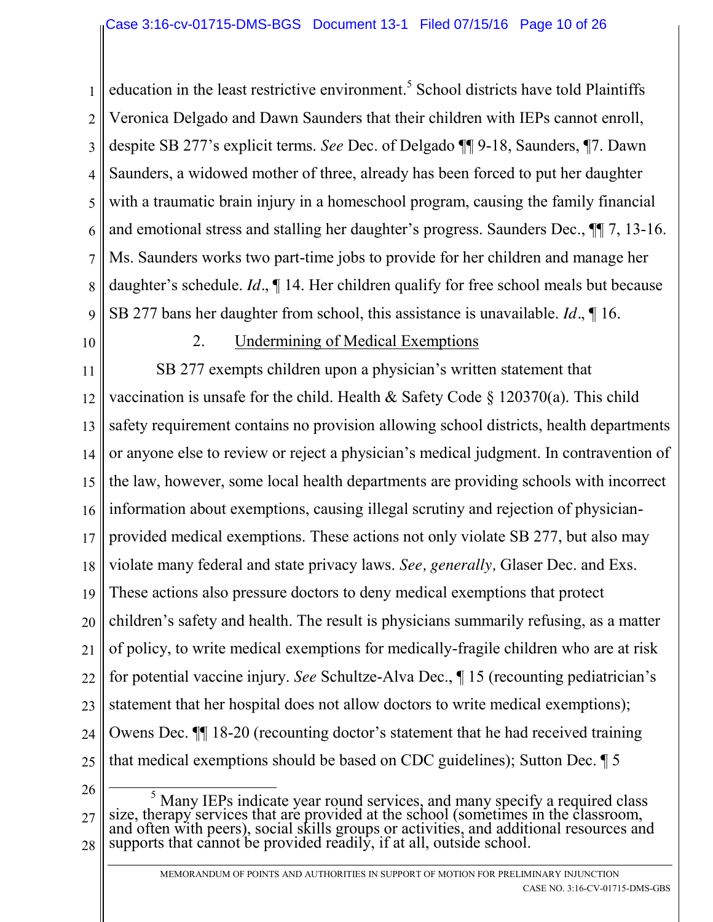education in the least restrictive environment.[5] School districts have told Plaintiffs Veronica Delgado and Dawn Saunders that their children with IEPs cannot enroll, despite SB 277's explicit terms. *See* Dec. of Delgado ¶¶ 9-18, Saunders, ¶7. Dawn Saunders, a widowed mother of three, already has been forced to put her daughter with a traumatic brain injury in a homeschool program, causing the family financial and emotional stress and stalling her daughter's progress. Saunders Dec., ¶¶ 7, 13-16. Ms. Saunders works two part-time jobs to provide for her children and manage her daughter's schedule. *Id*., ¶ 14. Her children qualify for free school meals but because SB 277 bans her daughter from school, this assistance is unavailable. *Id*., ¶ 16.

2. Undermining of Medical Exemptions

SB 277 exempts children upon a physician's written statement that vaccination is unsafe for the child. Health & Safety Code § 120370(a). This child safety requirement contains no provision allowing school districts, health departments or anyone else to review or reject a physician's medical judgment. In contravention of the law, however, some local health departments are providing schools with incorrect information about exemptions, causing illegal scrutiny and rejection of physician-provided medical exemptions. These actions not only violate SB 277, but also may violate many federal and state privacy laws. *See, generally,* Glaser Dec. and Exs. These actions also pressure doctors to deny medical exemptions that protect children's safety and health. The result is physicians summarily refusing, as a matter of policy, to write medical exemptions for medically-fragile children who are at risk for potential vaccine injury. *See* Schultze-Alva Dec., ¶ 15 (recounting pediatrician's statement that her hospital does not allow doctors to write medical exemptions); Owens Dec. ¶¶ 18-20 (recounting doctor's statement that he had received training that medical exemptions should be based on CDC guidelines); Sutton Dec. ¶ 5

[5] Many IEPs indicate year round services, and many specify a required class size, therapy services that are provided at the school (sometimes in the classroom, and often with peers), social skills groups or activities, and additional resources and supports that cannot be provided readily, if at all, outside school.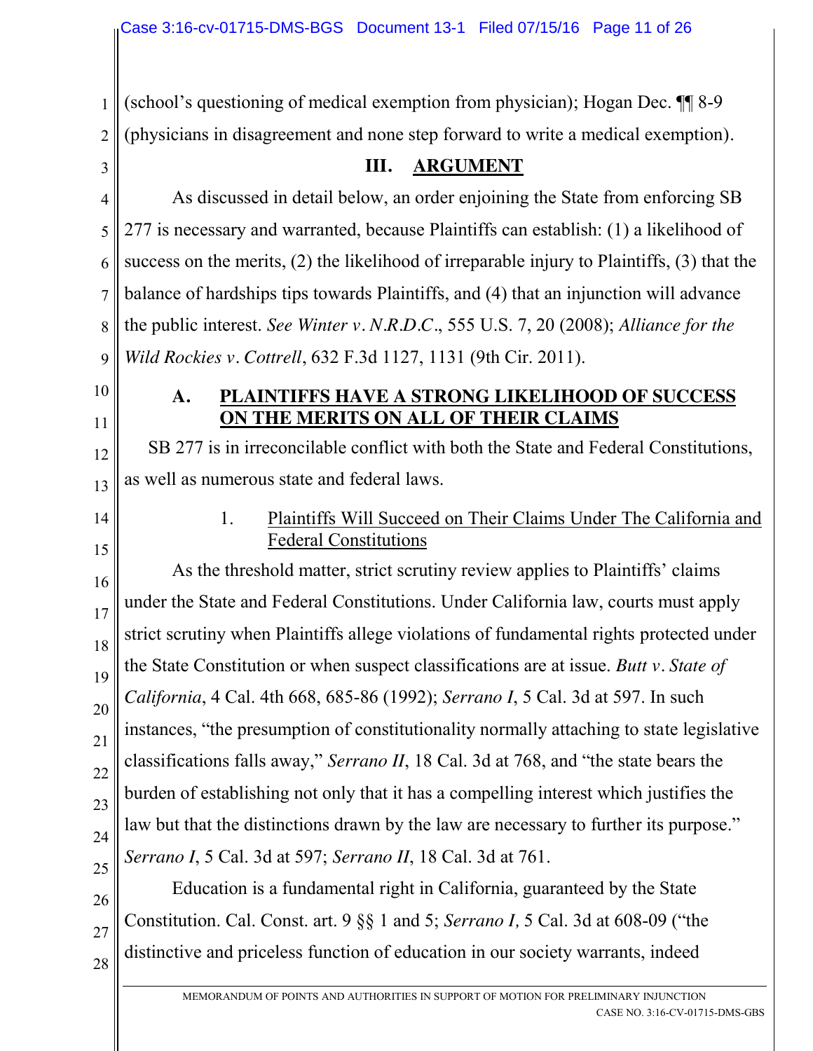(school's questioning of medical exemption from physician); Hogan Dec. ¶¶ 8-9 (physicians in disagreement and none step forward to write a medical exemption).

## III. ARGUMENT

As discussed in detail below, an order enjoining the State from enforcing SB 277 is necessary and warranted, because Plaintiffs can establish: (1) a likelihood of success on the merits, (2) the likelihood of irreparable injury to Plaintiffs, (3) that the balance of hardships tips towards Plaintiffs, and (4) that an injunction will advance the public interest. *See Winter v. N.R.D.C.*, 555 U.S. 7, 20 (2008); *Alliance for the Wild Rockies v. Cottrell*, 632 F.3d 1127, 1131 (9th Cir. 2011).

### A. PLAINTIFFS HAVE A STRONG LIKELIHOOD OF SUCCESS ON THE MERITS ON ALL OF THEIR CLAIMS

SB 277 is in irreconcilable conflict with both the State and Federal Constitutions, as well as numerous state and federal laws.

#### 1. Plaintiffs Will Succeed on Their Claims Under The California and Federal Constitutions

As the threshold matter, strict scrutiny review applies to Plaintiffs' claims under the State and Federal Constitutions. Under California law, courts must apply strict scrutiny when Plaintiffs allege violations of fundamental rights protected under the State Constitution or when suspect classifications are at issue. *Butt v. State of California*, 4 Cal. 4th 668, 685-86 (1992); *Serrano I*, 5 Cal. 3d at 597. In such instances, "the presumption of constitutionality normally attaching to state legislative classifications falls away," *Serrano II*, 18 Cal. 3d at 768, and "the state bears the burden of establishing not only that it has a compelling interest which justifies the law but that the distinctions drawn by the law are necessary to further its purpose." *Serrano I*, 5 Cal. 3d at 597; *Serrano II*, 18 Cal. 3d at 761.

Education is a fundamental right in California, guaranteed by the State Constitution. Cal. Const. art. 9 §§ 1 and 5; *Serrano I,* 5 Cal. 3d at 608-09 ("the distinctive and priceless function of education in our society warrants, indeed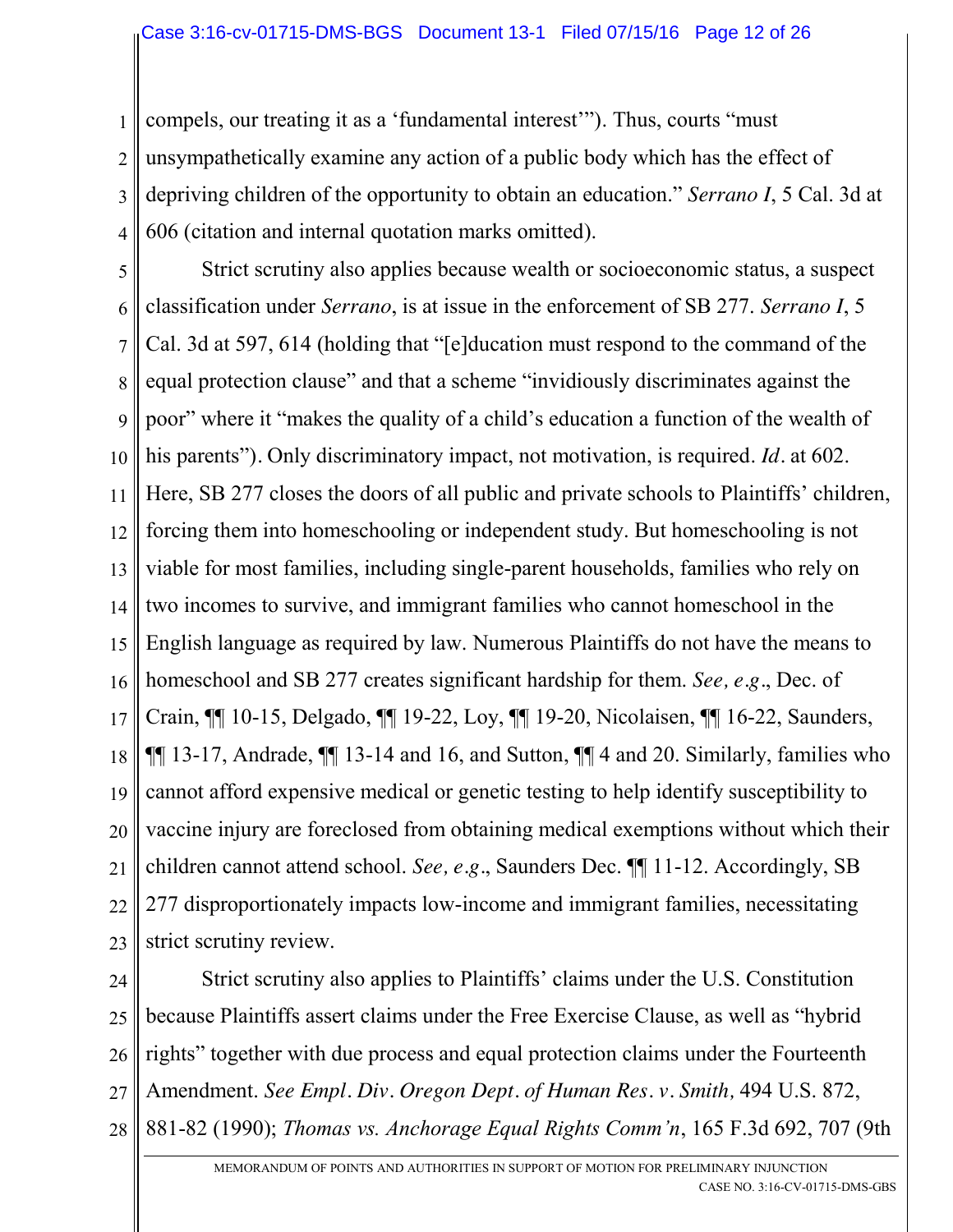compels, our treating it as a 'fundamental interest'"). Thus, courts "must unsympathetically examine any action of a public body which has the effect of depriving children of the opportunity to obtain an education." *Serrano I*, 5 Cal. 3d at 606 (citation and internal quotation marks omitted).

Strict scrutiny also applies because wealth or socioeconomic status, a suspect classification under *Serrano*, is at issue in the enforcement of SB 277. *Serrano I*, 5 Cal. 3d at 597, 614 (holding that "[e]ducation must respond to the command of the equal protection clause" and that a scheme "invidiously discriminates against the poor" where it "makes the quality of a child's education a function of the wealth of his parents"). Only discriminatory impact, not motivation, is required. *Id*. at 602. Here, SB 277 closes the doors of all public and private schools to Plaintiffs' children, forcing them into homeschooling or independent study. But homeschooling is not viable for most families, including single-parent households, families who rely on two incomes to survive, and immigrant families who cannot homeschool in the English language as required by law. Numerous Plaintiffs do not have the means to homeschool and SB 277 creates significant hardship for them. *See, e.g*., Dec. of Crain, ¶¶ 10-15, Delgado, ¶¶ 19-22, Loy, ¶¶ 19-20, Nicolaisen, ¶¶ 16-22, Saunders, ¶¶ 13-17, Andrade, ¶¶ 13-14 and 16, and Sutton, ¶¶ 4 and 20. Similarly, families who cannot afford expensive medical or genetic testing to help identify susceptibility to vaccine injury are foreclosed from obtaining medical exemptions without which their children cannot attend school. *See, e.g*., Saunders Dec. ¶¶ 11-12. Accordingly, SB 277 disproportionately impacts low-income and immigrant families, necessitating strict scrutiny review.

Strict scrutiny also applies to Plaintiffs' claims under the U.S. Constitution because Plaintiffs assert claims under the Free Exercise Clause, as well as "hybrid rights" together with due process and equal protection claims under the Fourteenth Amendment. *See Empl. Div. Oregon Dept. of Human Res. v. Smith,* 494 U.S. 872, 881-82 (1990); *Thomas vs. Anchorage Equal Rights Comm'n*, 165 F.3d 692, 707 (9th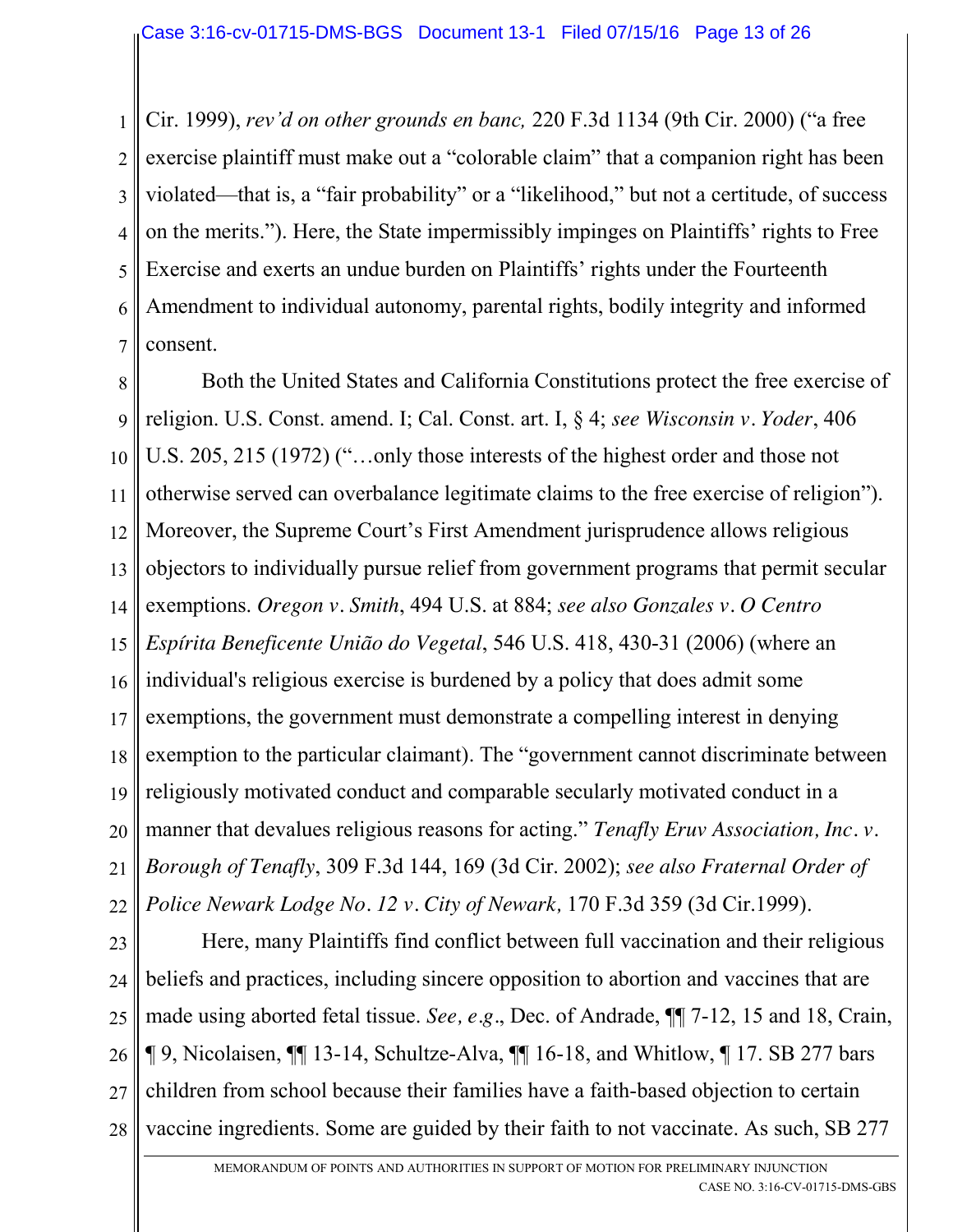Cir. 1999), *rev'd on other grounds en banc,* 220 F.3d 1134 (9th Cir. 2000) ("a free exercise plaintiff must make out a "colorable claim" that a companion right has been violated—that is, a "fair probability" or a "likelihood," but not a certitude, of success on the merits."). Here, the State impermissibly impinges on Plaintiffs' rights to Free Exercise and exerts an undue burden on Plaintiffs' rights under the Fourteenth Amendment to individual autonomy, parental rights, bodily integrity and informed consent.

Both the United States and California Constitutions protect the free exercise of religion. U.S. Const. amend. I; Cal. Const. art. I, § 4; *see Wisconsin v. Yoder*, 406 U.S. 205, 215 (1972) ("…only those interests of the highest order and those not otherwise served can overbalance legitimate claims to the free exercise of religion"). Moreover, the Supreme Court's First Amendment jurisprudence allows religious objectors to individually pursue relief from government programs that permit secular exemptions. *Oregon v. Smith*, 494 U.S. at 884; *see also Gonzales v. O Centro Espírita Beneficente União do Vegetal*, 546 U.S. 418, 430-31 (2006) (where an individual's religious exercise is burdened by a policy that does admit some exemptions, the government must demonstrate a compelling interest in denying exemption to the particular claimant). The "government cannot discriminate between religiously motivated conduct and comparable secularly motivated conduct in a manner that devalues religious reasons for acting." *Tenafly Eruv Association, Inc. v. Borough of Tenafly*, 309 F.3d 144, 169 (3d Cir. 2002); *see also Fraternal Order of Police Newark Lodge No. 12 v. City of Newark,* 170 F.3d 359 (3d Cir.1999).

Here, many Plaintiffs find conflict between full vaccination and their religious beliefs and practices, including sincere opposition to abortion and vaccines that are made using aborted fetal tissue. *See, e.g.*, Dec. of Andrade, ¶¶ 7-12, 15 and 18, Crain, ¶ 9, Nicolaisen, ¶¶ 13-14, Schultze-Alva, ¶¶ 16-18, and Whitlow, ¶ 17. SB 277 bars children from school because their families have a faith-based objection to certain vaccine ingredients. Some are guided by their faith to not vaccinate. As such, SB 277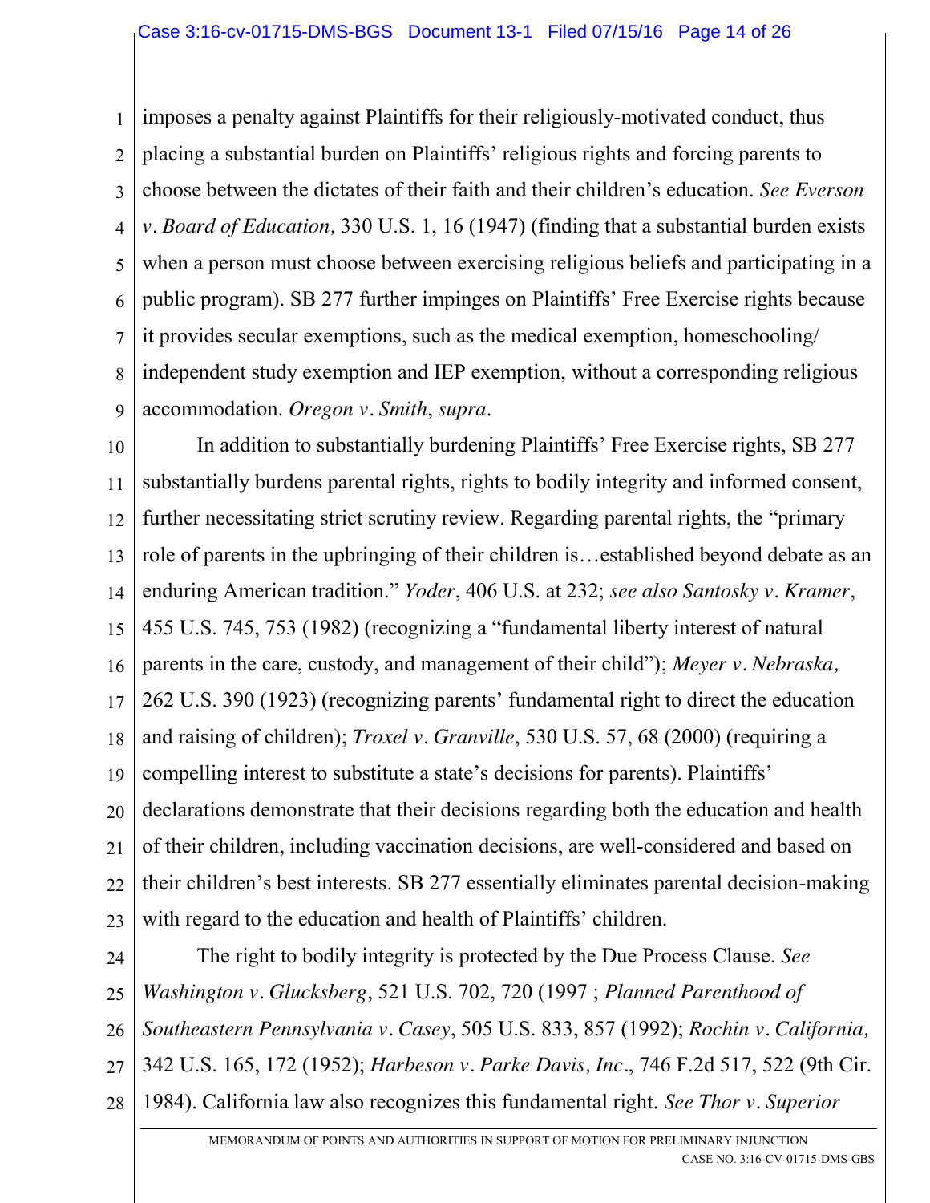imposes a penalty against Plaintiffs for their religiously-motivated conduct, thus placing a substantial burden on Plaintiffs' religious rights and forcing parents to choose between the dictates of their faith and their children's education. *See Everson v. Board of Education,* 330 U.S. 1, 16 (1947) (finding that a substantial burden exists when a person must choose between exercising religious beliefs and participating in a public program). SB 277 further impinges on Plaintiffs' Free Exercise rights because it provides secular exemptions, such as the medical exemption, homeschooling/ independent study exemption and IEP exemption, without a corresponding religious accommodation. *Oregon v. Smith*, *supra*.

In addition to substantially burdening Plaintiffs' Free Exercise rights, SB 277 substantially burdens parental rights, rights to bodily integrity and informed consent, further necessitating strict scrutiny review. Regarding parental rights, the "primary role of parents in the upbringing of their children is…established beyond debate as an enduring American tradition." *Yoder*, 406 U.S. at 232; *see also Santosky v. Kramer*, 455 U.S. 745, 753 (1982) (recognizing a "fundamental liberty interest of natural parents in the care, custody, and management of their child"); *Meyer v. Nebraska,* 262 U.S. 390 (1923) (recognizing parents' fundamental right to direct the education and raising of children); *Troxel v. Granville*, 530 U.S. 57, 68 (2000) (requiring a compelling interest to substitute a state's decisions for parents). Plaintiffs' declarations demonstrate that their decisions regarding both the education and health of their children, including vaccination decisions, are well-considered and based on their children's best interests. SB 277 essentially eliminates parental decision-making with regard to the education and health of Plaintiffs' children.

The right to bodily integrity is protected by the Due Process Clause. *See Washington v. Glucksberg*, 521 U.S. 702, 720 (1997 ; *Planned Parenthood of Southeastern Pennsylvania v. Casey*, 505 U.S. 833, 857 (1992); *Rochin v. California,* 342 U.S. 165, 172 (1952); *Harbeson v. Parke Davis, Inc*., 746 F.2d 517, 522 (9th Cir. 1984). California law also recognizes this fundamental right. *See Thor v. Superior*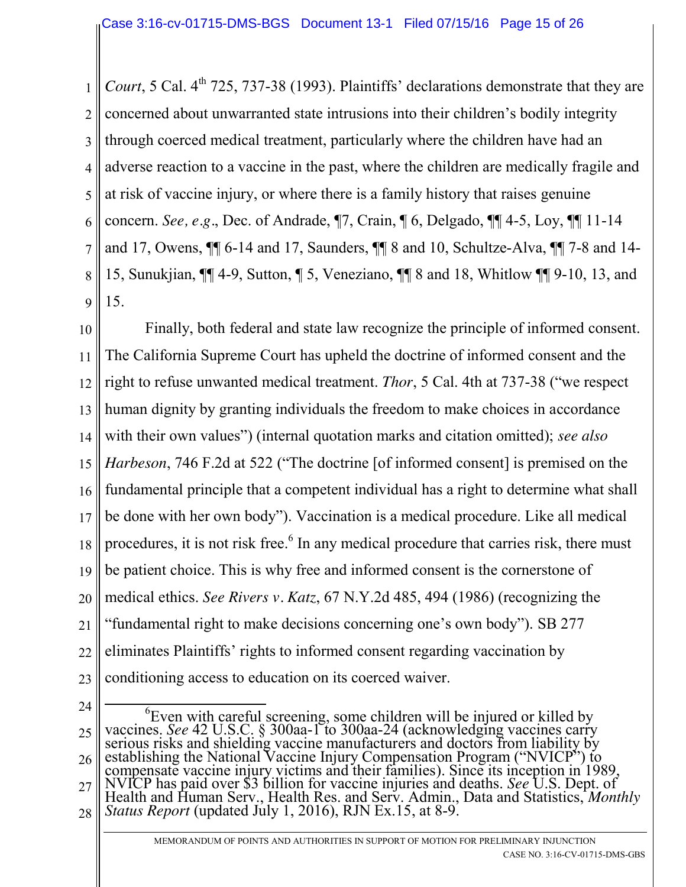*Court*, 5 Cal. 4th 725, 737-38 (1993). Plaintiffs' declarations demonstrate that they are concerned about unwarranted state intrusions into their children's bodily integrity through coerced medical treatment, particularly where the children have had an adverse reaction to a vaccine in the past, where the children are medically fragile and at risk of vaccine injury, or where there is a family history that raises genuine concern. *See, e.g*., Dec. of Andrade, ¶7, Crain, ¶ 6, Delgado, ¶¶ 4-5, Loy, ¶¶ 11-14 and 17, Owens, ¶¶ 6-14 and 17, Saunders, ¶¶ 8 and 10, Schultze-Alva, ¶¶ 7-8 and 14-15, Sunukjian, ¶¶ 4-9, Sutton, ¶ 5, Veneziano, ¶¶ 8 and 18, Whitlow ¶¶ 9-10, 13, and 15.

Finally, both federal and state law recognize the principle of informed consent. The California Supreme Court has upheld the doctrine of informed consent and the right to refuse unwanted medical treatment. *Thor*, 5 Cal. 4th at 737-38 ("we respect human dignity by granting individuals the freedom to make choices in accordance with their own values") (internal quotation marks and citation omitted); *see also Harbeson*, 746 F.2d at 522 ("The doctrine [of informed consent] is premised on the fundamental principle that a competent individual has a right to determine what shall be done with her own body"). Vaccination is a medical procedure. Like all medical procedures, it is not risk free.[6] In any medical procedure that carries risk, there must be patient choice. This is why free and informed consent is the cornerstone of medical ethics. *See Rivers v. Katz*, 67 N.Y.2d 485, 494 (1986) (recognizing the "fundamental right to make decisions concerning one's own body"). SB 277 eliminates Plaintiffs' rights to informed consent regarding vaccination by conditioning access to education on its coerced waiver.

---

[6]Even with careful screening, some children will be injured or killed by vaccines. *See* 42 U.S.C. § 300aa-1 to 300aa-24 (acknowledging vaccines carry serious risks and shielding vaccine manufacturers and doctors from liability by establishing the National Vaccine Injury Compensation Program ("NVICP") to compensate vaccine injury victims and their families). Since its inception in 1989, NVICP has paid over $3 billion for vaccine injuries and deaths. *See* U.S. Dept. of Health and Human Serv., Health Res. and Serv. Admin., Data and Statistics, *Monthly Status Report* (updated July 1, 2016), RJN Ex.15, at 8-9.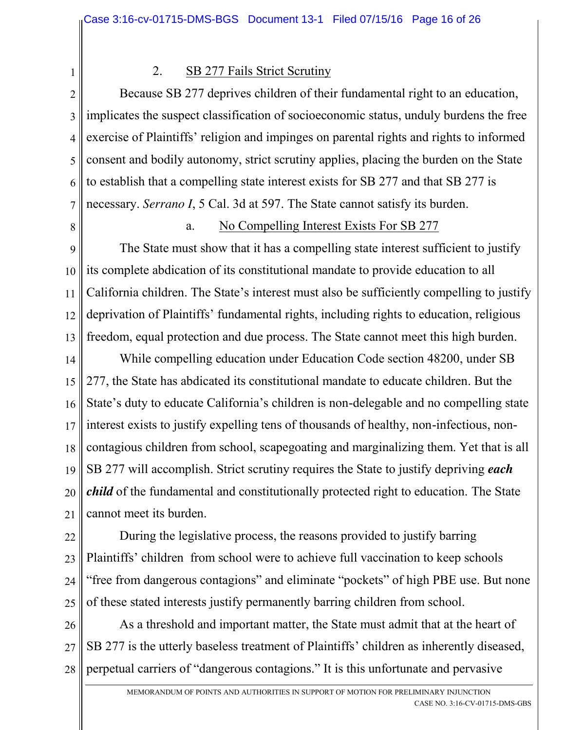### 2. SB 277 Fails Strict Scrutiny

Because SB 277 deprives children of their fundamental right to an education, implicates the suspect classification of socioeconomic status, unduly burdens the free exercise of Plaintiffs' religion and impinges on parental rights and rights to informed consent and bodily autonomy, strict scrutiny applies, placing the burden on the State to establish that a compelling state interest exists for SB 277 and that SB 277 is necessary. *Serrano I*, 5 Cal. 3d at 597. The State cannot satisfy its burden.

#### a. No Compelling Interest Exists For SB 277

The State must show that it has a compelling state interest sufficient to justify its complete abdication of its constitutional mandate to provide education to all California children. The State's interest must also be sufficiently compelling to justify deprivation of Plaintiffs' fundamental rights, including rights to education, religious freedom, equal protection and due process. The State cannot meet this high burden.

While compelling education under Education Code section 48200, under SB 277, the State has abdicated its constitutional mandate to educate children. But the State's duty to educate California's children is non-delegable and no compelling state interest exists to justify expelling tens of thousands of healthy, non-infectious, non-contagious children from school, scapegoating and marginalizing them. Yet that is all SB 277 will accomplish. Strict scrutiny requires the State to justify depriving ***each child*** of the fundamental and constitutionally protected right to education. The State cannot meet its burden.

During the legislative process, the reasons provided to justify barring Plaintiffs' children from school were to achieve full vaccination to keep schools "free from dangerous contagions" and eliminate "pockets" of high PBE use. But none of these stated interests justify permanently barring children from school.

As a threshold and important matter, the State must admit that at the heart of SB 277 is the utterly baseless treatment of Plaintiffs' children as inherently diseased, perpetual carriers of "dangerous contagions." It is this unfortunate and pervasive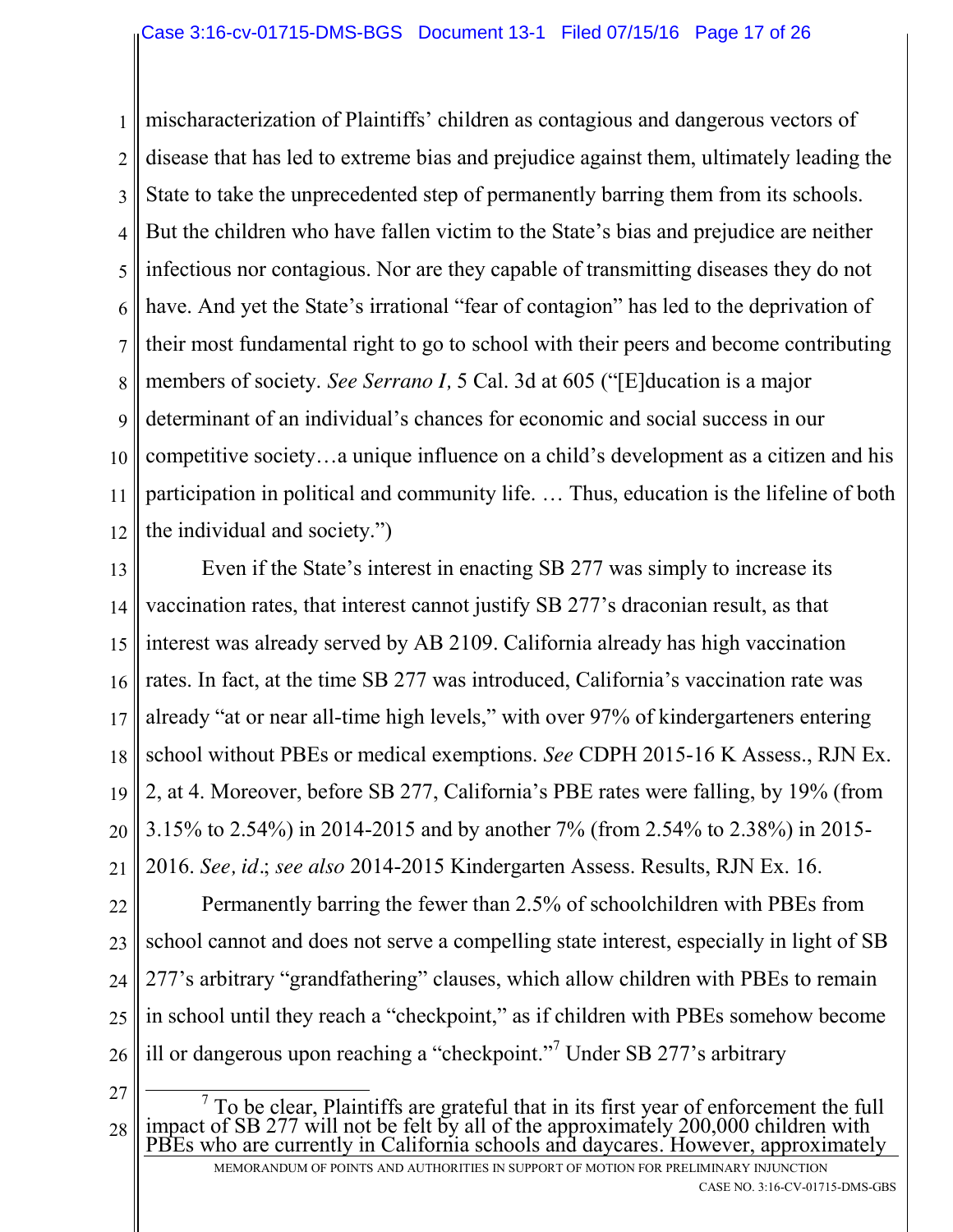mischaracterization of Plaintiffs' children as contagious and dangerous vectors of disease that has led to extreme bias and prejudice against them, ultimately leading the State to take the unprecedented step of permanently barring them from its schools. But the children who have fallen victim to the State's bias and prejudice are neither infectious nor contagious. Nor are they capable of transmitting diseases they do not have. And yet the State's irrational "fear of contagion" has led to the deprivation of their most fundamental right to go to school with their peers and become contributing members of society. *See Serrano I,* 5 Cal. 3d at 605 ("[E]ducation is a major determinant of an individual's chances for economic and social success in our competitive society…a unique influence on a child's development as a citizen and his participation in political and community life. … Thus, education is the lifeline of both the individual and society.")

Even if the State's interest in enacting SB 277 was simply to increase its vaccination rates, that interest cannot justify SB 277's draconian result, as that interest was already served by AB 2109. California already has high vaccination rates. In fact, at the time SB 277 was introduced, California's vaccination rate was already "at or near all-time high levels," with over 97% of kindergarteners entering school without PBEs or medical exemptions. *See* CDPH 2015-16 K Assess., RJN Ex. 2, at 4. Moreover, before SB 277, California's PBE rates were falling, by 19% (from 3.15% to 2.54%) in 2014-2015 and by another 7% (from 2.54% to 2.38%) in 2015-2016. *See, id*.; *see also* 2014-2015 Kindergarten Assess. Results, RJN Ex. 16.

Permanently barring the fewer than 2.5% of schoolchildren with PBEs from school cannot and does not serve a compelling state interest, especially in light of SB 277's arbitrary "grandfathering" clauses, which allow children with PBEs to remain in school until they reach a "checkpoint," as if children with PBEs somehow become ill or dangerous upon reaching a "checkpoint."[7] Under SB 277's arbitrary

[7] To be clear, Plaintiffs are grateful that in its first year of enforcement the full impact of SB 277 will not be felt by all of the approximately 200,000 children with PBEs who are currently in California schools and daycares. However, approximately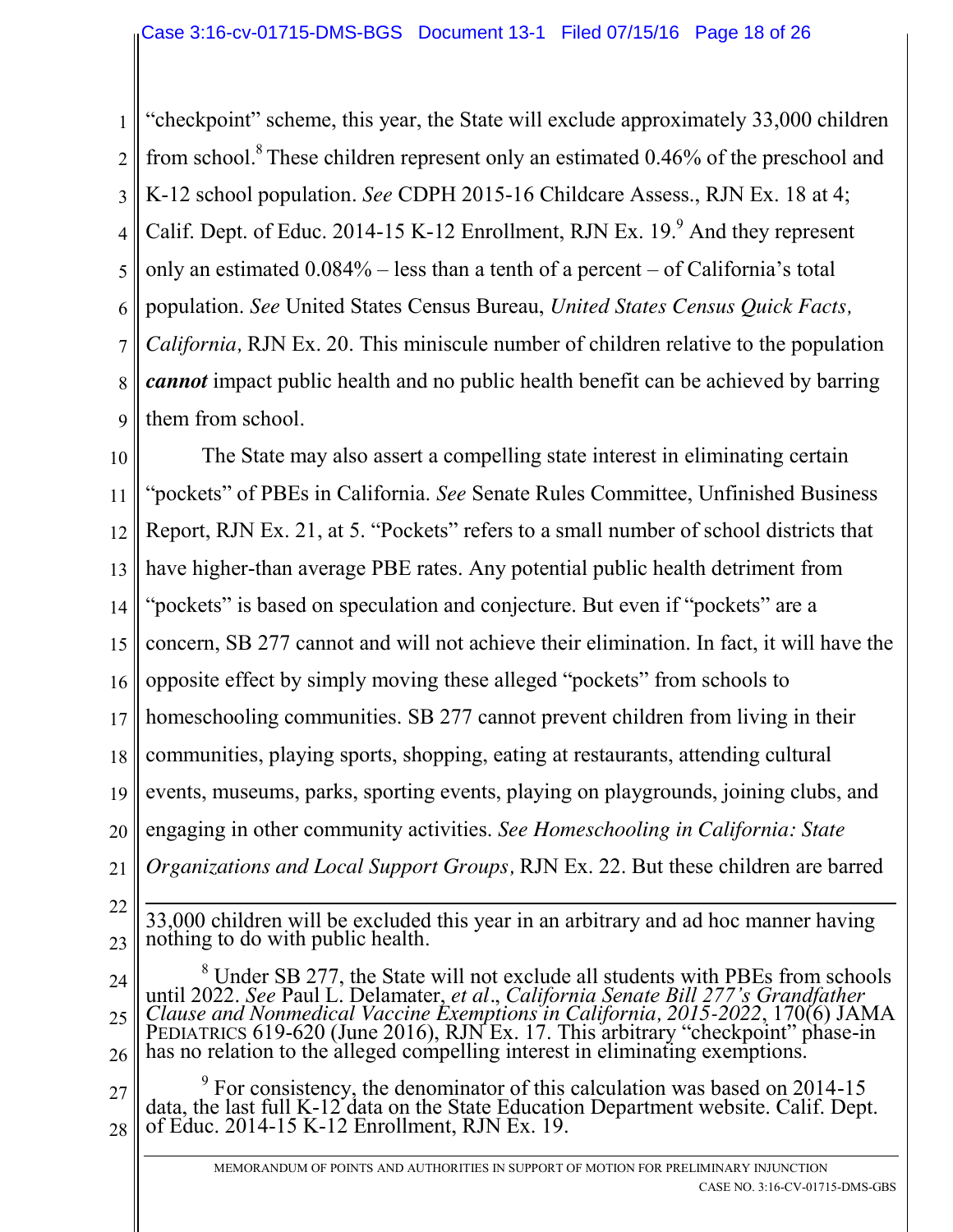"checkpoint" scheme, this year, the State will exclude approximately 33,000 children from school.[8] These children represent only an estimated 0.46% of the preschool and K-12 school population. *See* CDPH 2015-16 Childcare Assess., RJN Ex. 18 at 4; Calif. Dept. of Educ. 2014-15 K-12 Enrollment, RJN Ex. 19.[9] And they represent only an estimated 0.084% – less than a tenth of a percent – of California's total population. *See* United States Census Bureau, *United States Census Quick Facts, California,* RJN Ex. 20. This miniscule number of children relative to the population ***cannot*** impact public health and no public health benefit can be achieved by barring them from school.

The State may also assert a compelling state interest in eliminating certain "pockets" of PBEs in California. *See* Senate Rules Committee, Unfinished Business Report, RJN Ex. 21, at 5. "Pockets" refers to a small number of school districts that have higher-than average PBE rates. Any potential public health detriment from "pockets" is based on speculation and conjecture. But even if "pockets" are a concern, SB 277 cannot and will not achieve their elimination. In fact, it will have the opposite effect by simply moving these alleged "pockets" from schools to homeschooling communities. SB 277 cannot prevent children from living in their communities, playing sports, shopping, eating at restaurants, attending cultural events, museums, parks, sporting events, playing on playgrounds, joining clubs, and engaging in other community activities. *See Homeschooling in California: State Organizations and Local Support Groups,* RJN Ex. 22. But these children are barred

---

33,000 children will be excluded this year in an arbitrary and ad hoc manner having nothing to do with public health.

[8] Under SB 277, the State will not exclude all students with PBEs from schools until 2022. *See* Paul L. Delamater, *et al*., *California Senate Bill 277's Grandfather Clause and Nonmedical Vaccine Exemptions in California, 2015-2022*, 170(6) JAMA PEDIATRICS 619-620 (June 2016), RJN Ex. 17. This arbitrary "checkpoint" phase-in has no relation to the alleged compelling interest in eliminating exemptions.

[9] For consistency, the denominator of this calculation was based on 2014-15 data, the last full K-12 data on the State Education Department website. Calif. Dept. of Educ. 2014-15 K-12 Enrollment, RJN Ex. 19.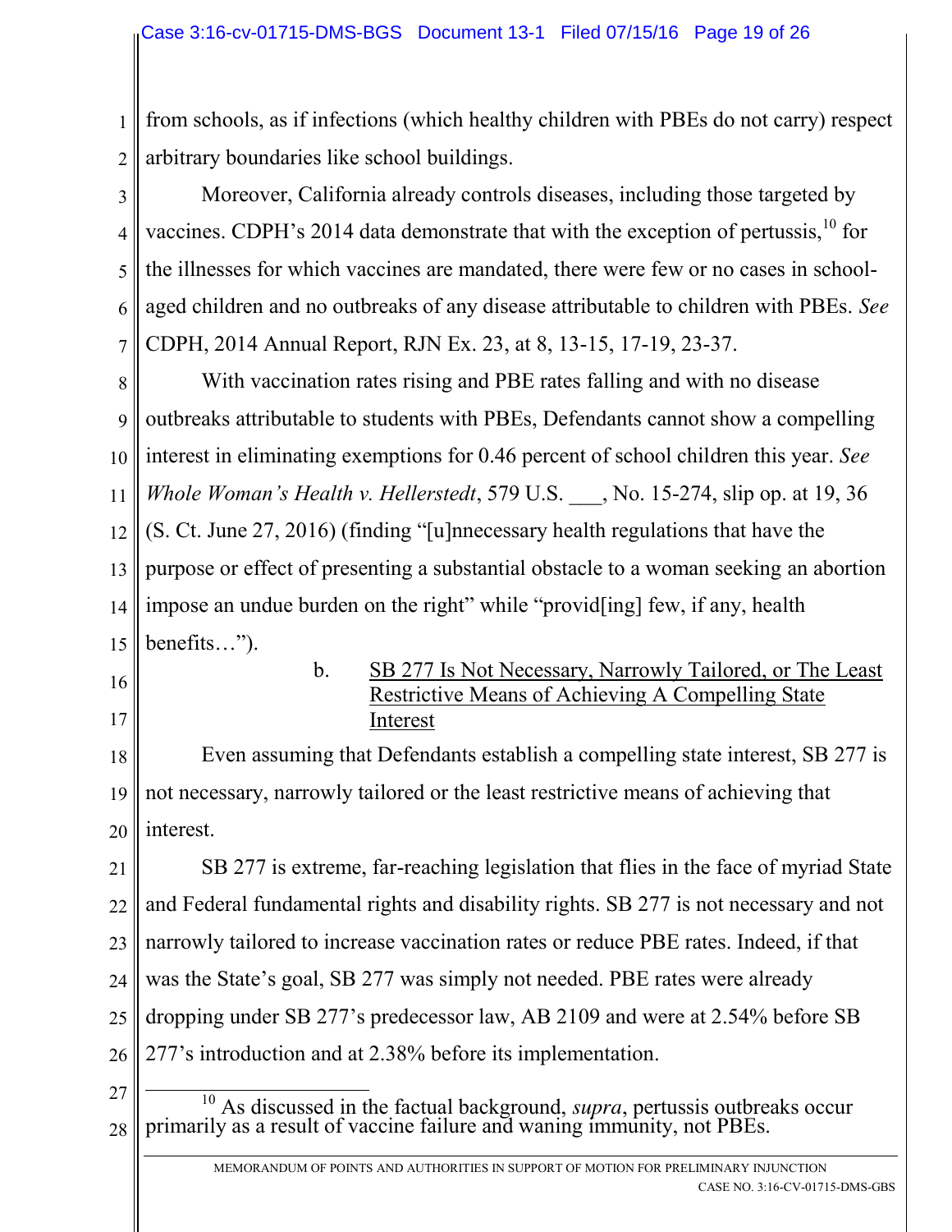from schools, as if infections (which healthy children with PBEs do not carry) respect arbitrary boundaries like school buildings.

Moreover, California already controls diseases, including those targeted by vaccines. CDPH's 2014 data demonstrate that with the exception of pertussis,[10] for the illnesses for which vaccines are mandated, there were few or no cases in school-aged children and no outbreaks of any disease attributable to children with PBEs. *See* CDPH, 2014 Annual Report, RJN Ex. 23, at 8, 13-15, 17-19, 23-37.

With vaccination rates rising and PBE rates falling and with no disease outbreaks attributable to students with PBEs, Defendants cannot show a compelling interest in eliminating exemptions for 0.46 percent of school children this year. *See Whole Woman's Health v. Hellerstedt*, 579 U.S. ___, No. 15-274, slip op. at 19, 36 (S. Ct. June 27, 2016) (finding "[u]nnecessary health regulations that have the purpose or effect of presenting a substantial obstacle to a woman seeking an abortion impose an undue burden on the right" while "provid[ing] few, if any, health benefits…").

b. <u>SB 277 Is Not Necessary, Narrowly Tailored, or The Least Restrictive Means of Achieving A Compelling State Interest</u>

Even assuming that Defendants establish a compelling state interest, SB 277 is not necessary, narrowly tailored or the least restrictive means of achieving that interest.

SB 277 is extreme, far-reaching legislation that flies in the face of myriad State and Federal fundamental rights and disability rights. SB 277 is not necessary and not narrowly tailored to increase vaccination rates or reduce PBE rates. Indeed, if that was the State's goal, SB 277 was simply not needed. PBE rates were already dropping under SB 277's predecessor law, AB 2109 and were at 2.54% before SB 277's introduction and at 2.38% before its implementation.

---

[10] As discussed in the factual background, *supra*, pertussis outbreaks occur primarily as a result of vaccine failure and waning immunity, not PBEs.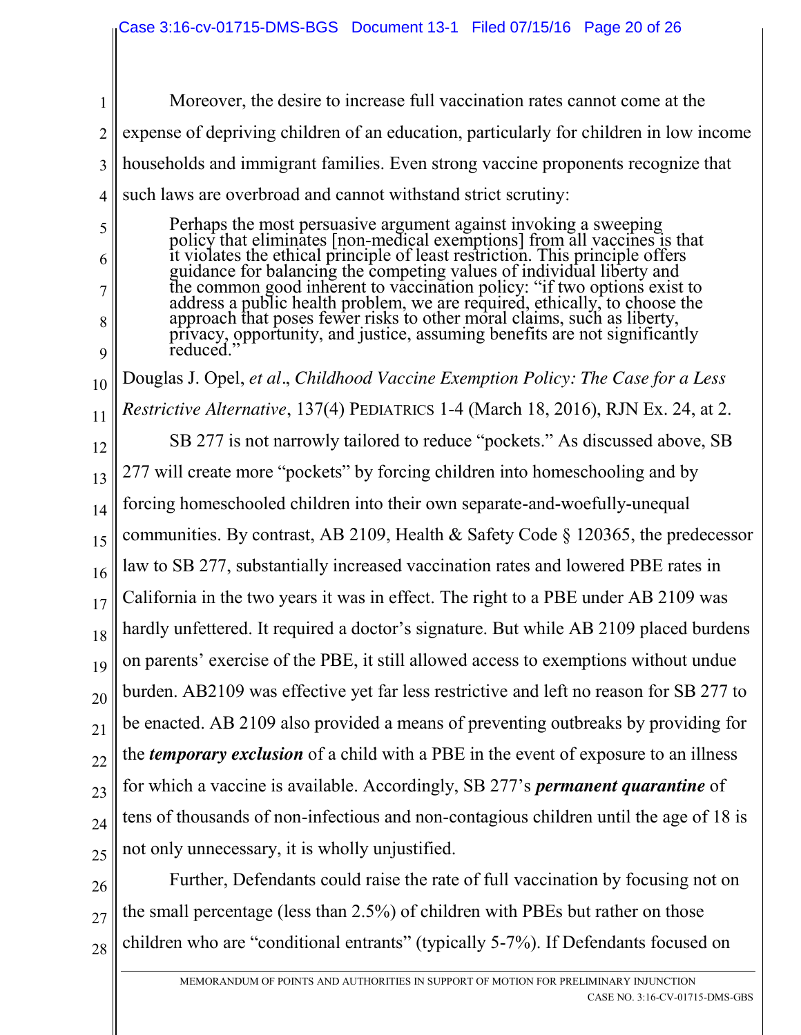Moreover, the desire to increase full vaccination rates cannot come at the expense of depriving children of an education, particularly for children in low income households and immigrant families. Even strong vaccine proponents recognize that such laws are overbroad and cannot withstand strict scrutiny:

> Perhaps the most persuasive argument against invoking a sweeping policy that eliminates [non-medical exemptions] from all vaccines is that it violates the ethical principle of least restriction. This principle offers guidance for balancing the competing values of individual liberty and the common good inherent to vaccination policy: "if two options exist to address a public health problem, we are required, ethically, to choose the approach that poses fewer risks to other moral claims, such as liberty, privacy, opportunity, and justice, assuming benefits are not significantly reduced."

Douglas J. Opel, *et al*., *Childhood Vaccine Exemption Policy: The Case for a Less Restrictive Alternative*, 137(4) PEDIATRICS 1-4 (March 18, 2016), RJN Ex. 24, at 2.

SB 277 is not narrowly tailored to reduce "pockets." As discussed above, SB 277 will create more "pockets" by forcing children into homeschooling and by forcing homeschooled children into their own separate-and-woefully-unequal communities. By contrast, AB 2109, Health & Safety Code § 120365, the predecessor law to SB 277, substantially increased vaccination rates and lowered PBE rates in California in the two years it was in effect. The right to a PBE under AB 2109 was hardly unfettered. It required a doctor's signature. But while AB 2109 placed burdens on parents' exercise of the PBE, it still allowed access to exemptions without undue burden. AB2109 was effective yet far less restrictive and left no reason for SB 277 to be enacted. AB 2109 also provided a means of preventing outbreaks by providing for the ***temporary exclusion*** of a child with a PBE in the event of exposure to an illness for which a vaccine is available. Accordingly, SB 277's ***permanent quarantine*** of tens of thousands of non-infectious and non-contagious children until the age of 18 is not only unnecessary, it is wholly unjustified.

Further, Defendants could raise the rate of full vaccination by focusing not on the small percentage (less than 2.5%) of children with PBEs but rather on those children who are "conditional entrants" (typically 5-7%). If Defendants focused on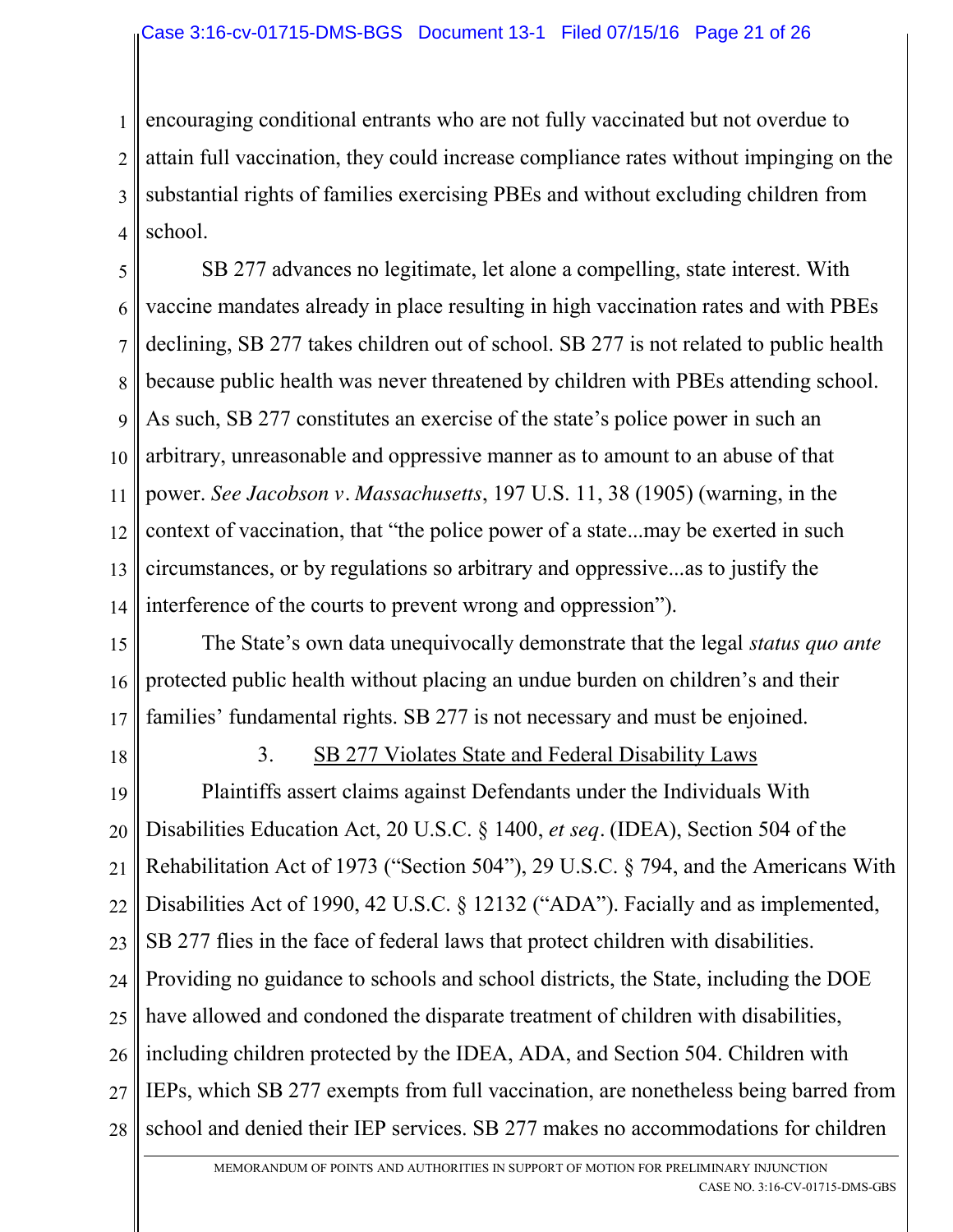encouraging conditional entrants who are not fully vaccinated but not overdue to attain full vaccination, they could increase compliance rates without impinging on the substantial rights of families exercising PBEs and without excluding children from school.

SB 277 advances no legitimate, let alone a compelling, state interest. With vaccine mandates already in place resulting in high vaccination rates and with PBEs declining, SB 277 takes children out of school. SB 277 is not related to public health because public health was never threatened by children with PBEs attending school. As such, SB 277 constitutes an exercise of the state's police power in such an arbitrary, unreasonable and oppressive manner as to amount to an abuse of that power. *See Jacobson v. Massachusetts*, 197 U.S. 11, 38 (1905) (warning, in the context of vaccination, that "the police power of a state...may be exerted in such circumstances, or by regulations so arbitrary and oppressive...as to justify the interference of the courts to prevent wrong and oppression").

The State's own data unequivocally demonstrate that the legal *status quo ante* protected public health without placing an undue burden on children's and their families' fundamental rights. SB 277 is not necessary and must be enjoined.

### 3. SB 277 Violates State and Federal Disability Laws

Plaintiffs assert claims against Defendants under the Individuals With Disabilities Education Act, 20 U.S.C. § 1400, *et seq*. (IDEA), Section 504 of the Rehabilitation Act of 1973 ("Section 504"), 29 U.S.C. § 794, and the Americans With Disabilities Act of 1990, 42 U.S.C. § 12132 ("ADA"). Facially and as implemented, SB 277 flies in the face of federal laws that protect children with disabilities. Providing no guidance to schools and school districts, the State, including the DOE have allowed and condoned the disparate treatment of children with disabilities, including children protected by the IDEA, ADA, and Section 504. Children with IEPs, which SB 277 exempts from full vaccination, are nonetheless being barred from school and denied their IEP services. SB 277 makes no accommodations for children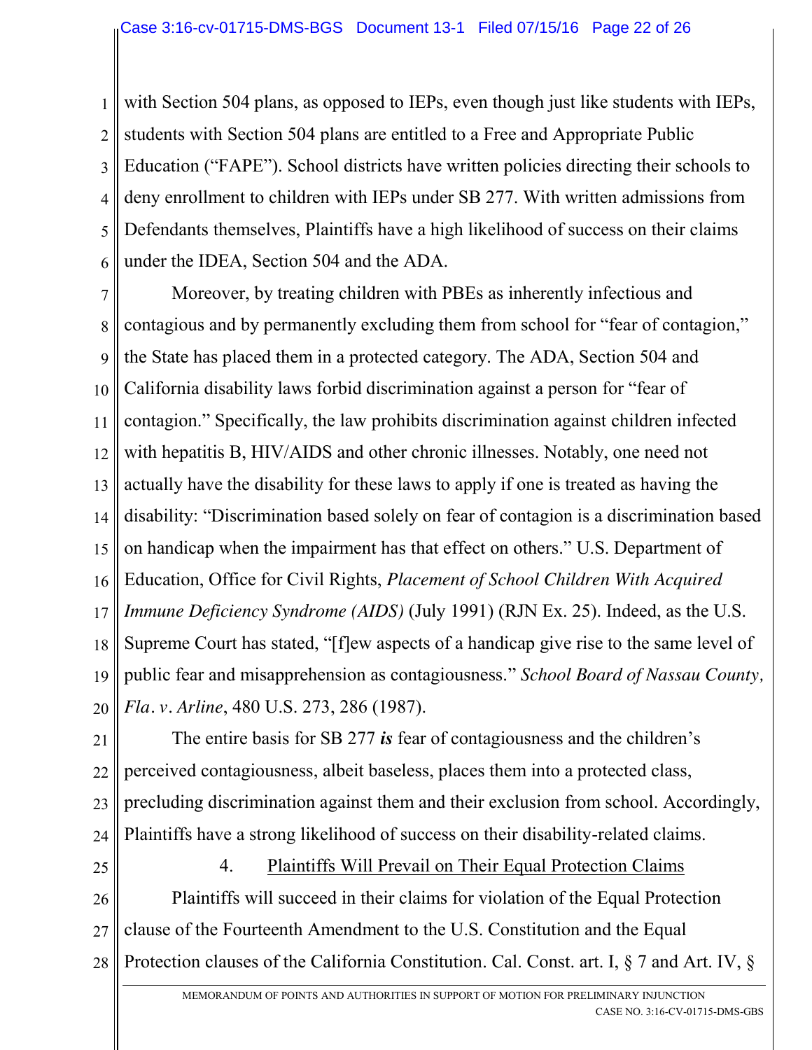with Section 504 plans, as opposed to IEPs, even though just like students with IEPs, students with Section 504 plans are entitled to a Free and Appropriate Public Education ("FAPE"). School districts have written policies directing their schools to deny enrollment to children with IEPs under SB 277. With written admissions from Defendants themselves, Plaintiffs have a high likelihood of success on their claims under the IDEA, Section 504 and the ADA.

Moreover, by treating children with PBEs as inherently infectious and contagious and by permanently excluding them from school for "fear of contagion," the State has placed them in a protected category. The ADA, Section 504 and California disability laws forbid discrimination against a person for "fear of contagion." Specifically, the law prohibits discrimination against children infected with hepatitis B, HIV/AIDS and other chronic illnesses. Notably, one need not actually have the disability for these laws to apply if one is treated as having the disability: "Discrimination based solely on fear of contagion is a discrimination based on handicap when the impairment has that effect on others." U.S. Department of Education, Office for Civil Rights, *Placement of School Children With Acquired Immune Deficiency Syndrome (AIDS)* (July 1991) (RJN Ex. 25). Indeed, as the U.S. Supreme Court has stated, "[f]ew aspects of a handicap give rise to the same level of public fear and misapprehension as contagiousness." *School Board of Nassau County, Fla. v. Arline*, 480 U.S. 273, 286 (1987).

The entire basis for SB 277 ***is*** fear of contagiousness and the children's perceived contagiousness, albeit baseless, places them into a protected class, precluding discrimination against them and their exclusion from school. Accordingly, Plaintiffs have a strong likelihood of success on their disability-related claims.

4. Plaintiffs Will Prevail on Their Equal Protection Claims

Plaintiffs will succeed in their claims for violation of the Equal Protection clause of the Fourteenth Amendment to the U.S. Constitution and the Equal Protection clauses of the California Constitution. Cal. Const. art. I, § 7 and Art. IV, §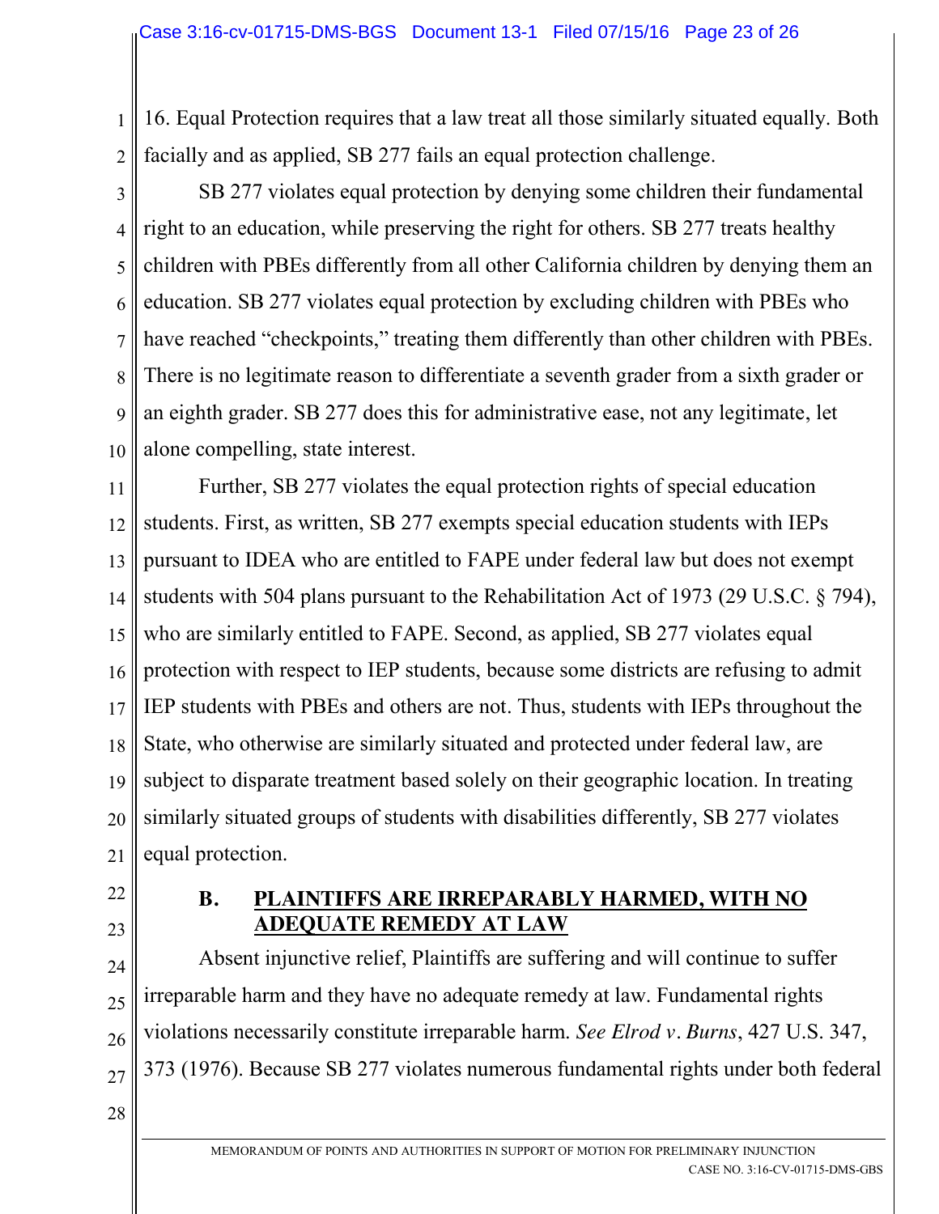16. Equal Protection requires that a law treat all those similarly situated equally. Both facially and as applied, SB 277 fails an equal protection challenge.

SB 277 violates equal protection by denying some children their fundamental right to an education, while preserving the right for others. SB 277 treats healthy children with PBEs differently from all other California children by denying them an education. SB 277 violates equal protection by excluding children with PBEs who have reached "checkpoints," treating them differently than other children with PBEs. There is no legitimate reason to differentiate a seventh grader from a sixth grader or an eighth grader. SB 277 does this for administrative ease, not any legitimate, let alone compelling, state interest.

Further, SB 277 violates the equal protection rights of special education students. First, as written, SB 277 exempts special education students with IEPs pursuant to IDEA who are entitled to FAPE under federal law but does not exempt students with 504 plans pursuant to the Rehabilitation Act of 1973 (29 U.S.C. § 794), who are similarly entitled to FAPE. Second, as applied, SB 277 violates equal protection with respect to IEP students, because some districts are refusing to admit IEP students with PBEs and others are not. Thus, students with IEPs throughout the State, who otherwise are similarly situated and protected under federal law, are subject to disparate treatment based solely on their geographic location. In treating similarly situated groups of students with disabilities differently, SB 277 violates equal protection.

### B. PLAINTIFFS ARE IRREPARABLY HARMED, WITH NO ADEQUATE REMEDY AT LAW

Absent injunctive relief, Plaintiffs are suffering and will continue to suffer irreparable harm and they have no adequate remedy at law. Fundamental rights violations necessarily constitute irreparable harm. *See Elrod v. Burns*, 427 U.S. 347, 373 (1976). Because SB 277 violates numerous fundamental rights under both federal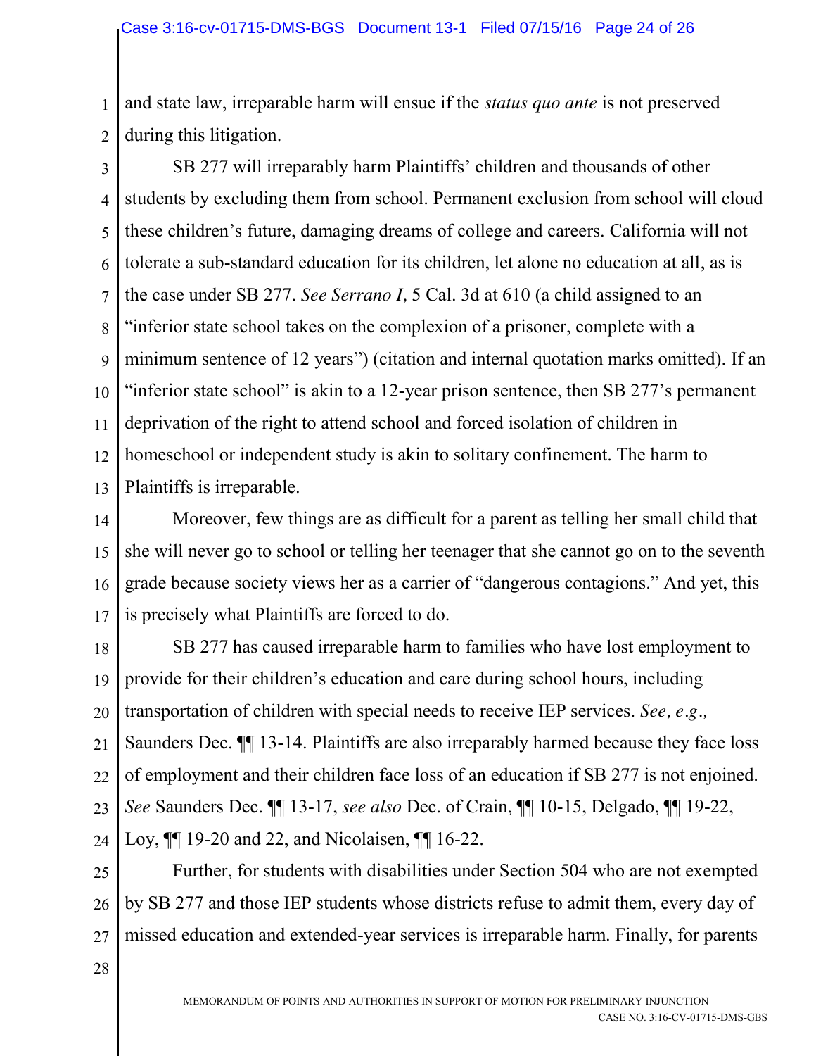and state law, irreparable harm will ensue if the *status quo ante* is not preserved during this litigation.

SB 277 will irreparably harm Plaintiffs' children and thousands of other students by excluding them from school. Permanent exclusion from school will cloud these children's future, damaging dreams of college and careers. California will not tolerate a sub-standard education for its children, let alone no education at all, as is the case under SB 277. *See Serrano I,* 5 Cal. 3d at 610 (a child assigned to an "inferior state school takes on the complexion of a prisoner, complete with a minimum sentence of 12 years") (citation and internal quotation marks omitted). If an "inferior state school" is akin to a 12-year prison sentence, then SB 277's permanent deprivation of the right to attend school and forced isolation of children in homeschool or independent study is akin to solitary confinement. The harm to Plaintiffs is irreparable.

Moreover, few things are as difficult for a parent as telling her small child that she will never go to school or telling her teenager that she cannot go on to the seventh grade because society views her as a carrier of "dangerous contagions." And yet, this is precisely what Plaintiffs are forced to do.

SB 277 has caused irreparable harm to families who have lost employment to provide for their children's education and care during school hours, including transportation of children with special needs to receive IEP services. *See, e.g.,* Saunders Dec. ¶¶ 13-14. Plaintiffs are also irreparably harmed because they face loss of employment and their children face loss of an education if SB 277 is not enjoined. *See* Saunders Dec. ¶¶ 13-17, *see also* Dec. of Crain, ¶¶ 10-15, Delgado, ¶¶ 19-22, Loy, ¶¶ 19-20 and 22, and Nicolaisen, ¶¶ 16-22.

Further, for students with disabilities under Section 504 who are not exempted by SB 277 and those IEP students whose districts refuse to admit them, every day of missed education and extended-year services is irreparable harm. Finally, for parents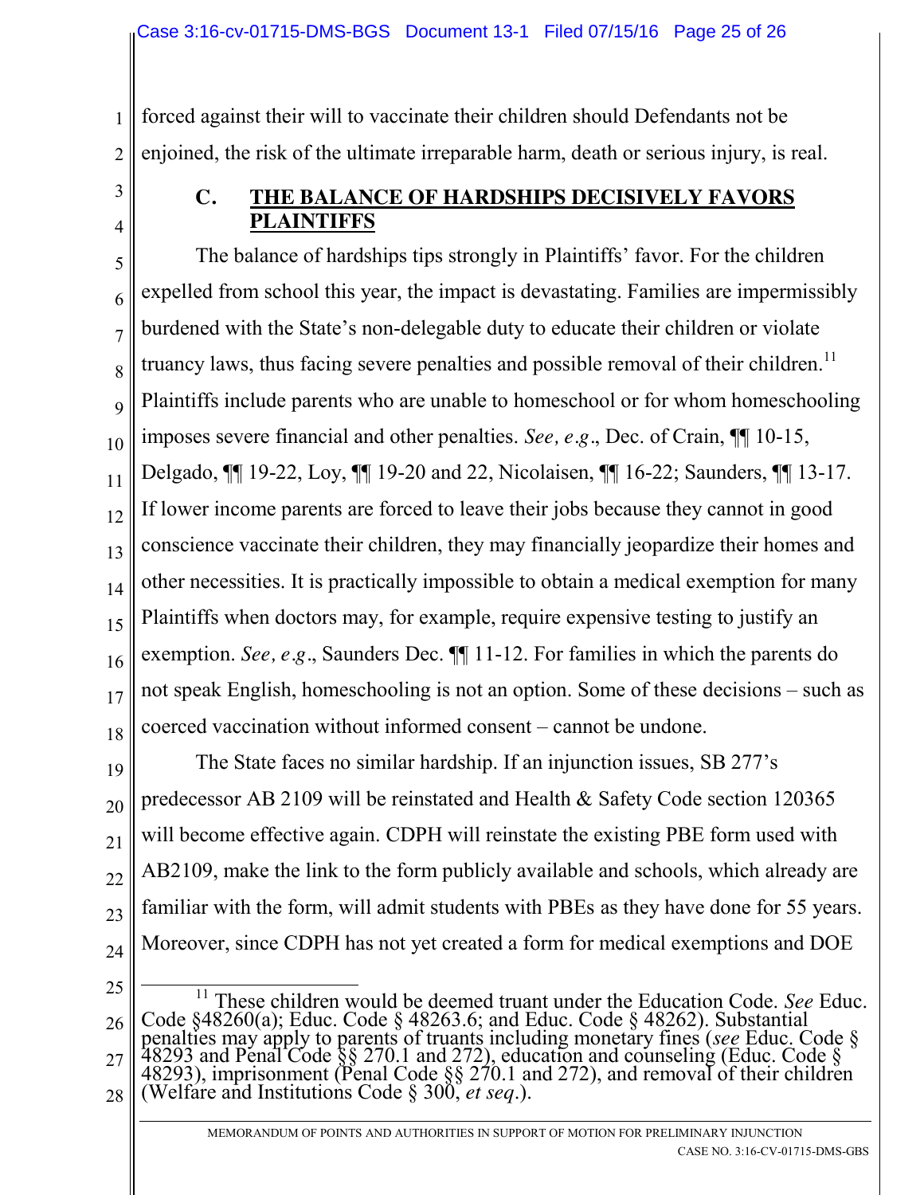forced against their will to vaccinate their children should Defendants not be enjoined, the risk of the ultimate irreparable harm, death or serious injury, is real.

### C. THE BALANCE OF HARDSHIPS DECISIVELY FAVORS PLAINTIFFS

The balance of hardships tips strongly in Plaintiffs' favor. For the children expelled from school this year, the impact is devastating. Families are impermissibly burdened with the State's non-delegable duty to educate their children or violate truancy laws, thus facing severe penalties and possible removal of their children.[11] Plaintiffs include parents who are unable to homeschool or for whom homeschooling imposes severe financial and other penalties. *See, e.g*., Dec. of Crain, ¶¶ 10-15, Delgado, ¶¶ 19-22, Loy, ¶¶ 19-20 and 22, Nicolaisen, ¶¶ 16-22; Saunders, ¶¶ 13-17. If lower income parents are forced to leave their jobs because they cannot in good conscience vaccinate their children, they may financially jeopardize their homes and other necessities. It is practically impossible to obtain a medical exemption for many Plaintiffs when doctors may, for example, require expensive testing to justify an exemption. *See, e.g*., Saunders Dec. ¶¶ 11-12. For families in which the parents do not speak English, homeschooling is not an option. Some of these decisions – such as coerced vaccination without informed consent – cannot be undone.

The State faces no similar hardship. If an injunction issues, SB 277's predecessor AB 2109 will be reinstated and Health & Safety Code section 120365 will become effective again. CDPH will reinstate the existing PBE form used with AB2109, make the link to the form publicly available and schools, which already are familiar with the form, will admit students with PBEs as they have done for 55 years. Moreover, since CDPH has not yet created a form for medical exemptions and DOE

---

[11] These children would be deemed truant under the Education Code. *See* Educ. Code §48260(a); Educ. Code § 48263.6; and Educ. Code § 48262). Substantial penalties may apply to parents of truants including monetary fines (*see* Educ. Code § 48293 and Penal Code §§ 270.1 and 272), education and counseling (Educ. Code § 48293), imprisonment (Penal Code §§ 270.1 and 272), and removal of their children (Welfare and Institutions Code § 300, *et seq*.).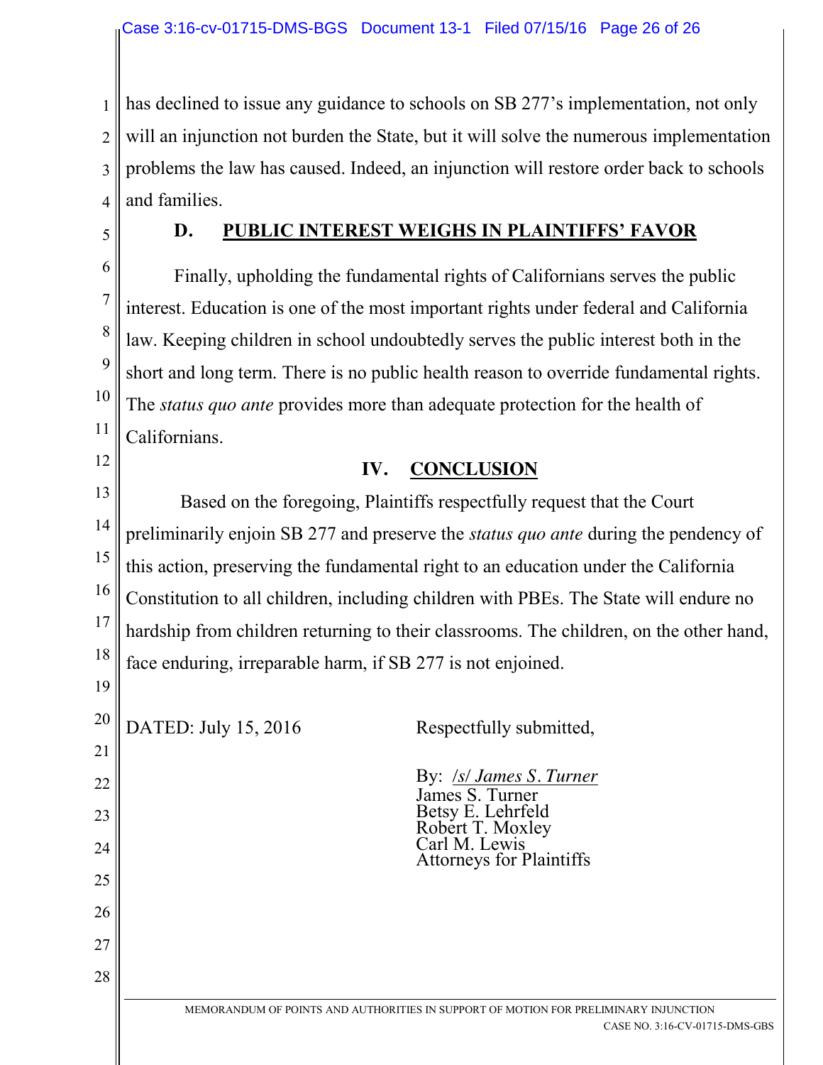has declined to issue any guidance to schools on SB 277's implementation, not only will an injunction not burden the State, but it will solve the numerous implementation problems the law has caused. Indeed, an injunction will restore order back to schools and families.

### D. PUBLIC INTEREST WEIGHS IN PLAINTIFFS' FAVOR

Finally, upholding the fundamental rights of Californians serves the public interest. Education is one of the most important rights under federal and California law. Keeping children in school undoubtedly serves the public interest both in the short and long term. There is no public health reason to override fundamental rights. The *status quo ante* provides more than adequate protection for the health of Californians.

## IV. CONCLUSION

Based on the foregoing, Plaintiffs respectfully request that the Court preliminarily enjoin SB 277 and preserve the *status quo ante* during the pendency of this action, preserving the fundamental right to an education under the California Constitution to all children, including children with PBEs. The State will endure no hardship from children returning to their classrooms. The children, on the other hand, face enduring, irreparable harm, if SB 277 is not enjoined.

DATED: July 15, 2016

Respectfully submitted,

By: */s/ James S. Turner*
James S. Turner
Betsy E. Lehrfeld
Robert T. Moxley
Carl M. Lewis
Attorneys for Plaintiffs

MEMORANDUM OF POINTS AND AUTHORITIES IN SUPPORT OF MOTION FOR PRELIMINARY INJUNCTION
CASE NO. 3:16-CV-01715-DMS-GBS